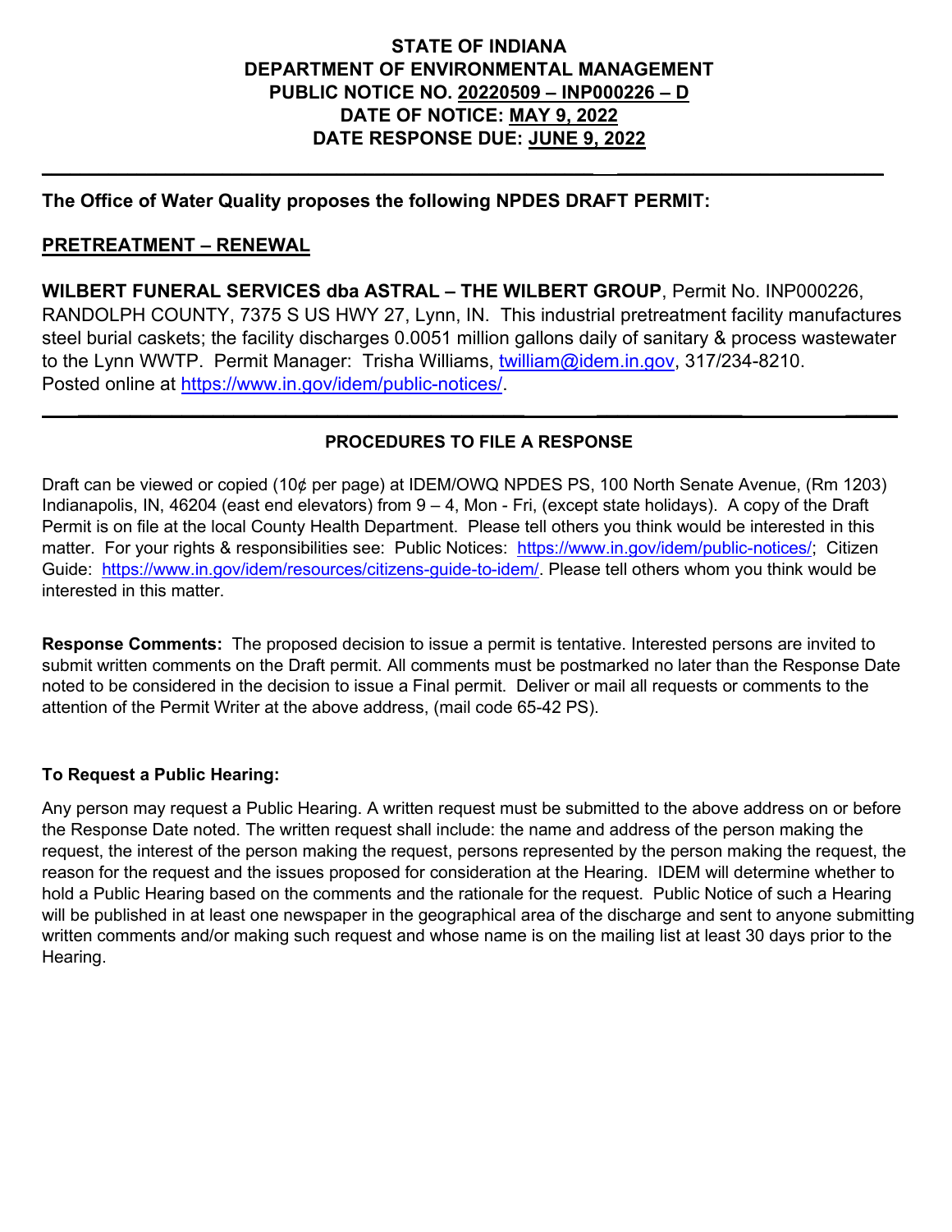# STATE OF INDIANA
# DEPARTMENT OF ENVIRONMENTAL MANAGEMENT
# PUBLIC NOTICE NO. 20220509 – INP000226 – D
# DATE OF NOTICE: MAY 9, 2022
# DATE RESPONSE DUE: JUNE 9, 2022

---

**The Office of Water Quality proposes the following NPDES DRAFT PERMIT:**

**PRETREATMENT – RENEWAL**

**WILBERT FUNERAL SERVICES dba ASTRAL – THE WILBERT GROUP**, Permit No. INP000226, RANDOLPH COUNTY, 7375 S US HWY 27, Lynn, IN. This industrial pretreatment facility manufactures steel burial caskets; the facility discharges 0.0051 million gallons daily of sanitary & process wastewater to the Lynn WWTP. Permit Manager: Trisha Williams, twilliam@idem.in.gov, 317/234-8210. Posted online at https://www.in.gov/idem/public-notices/.

---

## PROCEDURES TO FILE A RESPONSE

Draft can be viewed or copied (10¢ per page) at IDEM/OWQ NPDES PS, 100 North Senate Avenue, (Rm 1203) Indianapolis, IN, 46204 (east end elevators) from 9 – 4, Mon - Fri, (except state holidays). A copy of the Draft Permit is on file at the local County Health Department. Please tell others you think would be interested in this matter. For your rights & responsibilities see: Public Notices: https://www.in.gov/idem/public-notices/; Citizen Guide: https://www.in.gov/idem/resources/citizens-guide-to-idem/. Please tell others whom you think would be interested in this matter.

**Response Comments:** The proposed decision to issue a permit is tentative. Interested persons are invited to submit written comments on the Draft permit. All comments must be postmarked no later than the Response Date noted to be considered in the decision to issue a Final permit. Deliver or mail all requests or comments to the attention of the Permit Writer at the above address, (mail code 65-42 PS).

**To Request a Public Hearing:**

Any person may request a Public Hearing. A written request must be submitted to the above address on or before the Response Date noted. The written request shall include: the name and address of the person making the request, the interest of the person making the request, persons represented by the person making the request, the reason for the request and the issues proposed for consideration at the Hearing. IDEM will determine whether to hold a Public Hearing based on the comments and the rationale for the request. Public Notice of such a Hearing will be published in at least one newspaper in the geographical area of the discharge and sent to anyone submitting written comments and/or making such request and whose name is on the mailing list at least 30 days prior to the Hearing.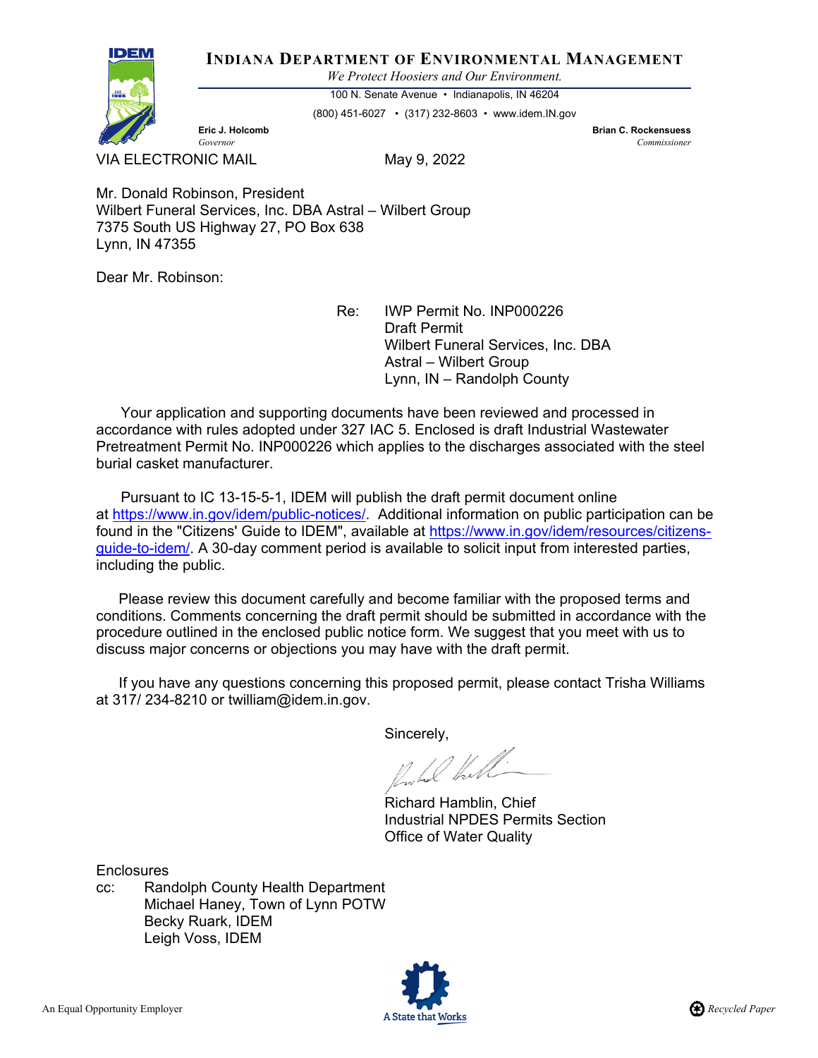# INDIANA DEPARTMENT OF ENVIRONMENTAL MANAGEMENT

*We Protect Hoosiers and Our Environment.*

100 N. Senate Avenue • Indianapolis, IN 46204

(800) 451-6027 • (317) 232-8603 • www.idem.IN.gov

**Eric J. Holcomb**
*Governor*

**Brian C. Rockensuess**
*Commissioner*

VIA ELECTRONIC MAIL

May 9, 2022

Mr. Donald Robinson, President
Wilbert Funeral Services, Inc. DBA Astral – Wilbert Group
7375 South US Highway 27, PO Box 638
Lynn, IN 47355

Dear Mr. Robinson:

Re: IWP Permit No. INP000226
Draft Permit
Wilbert Funeral Services, Inc. DBA
Astral – Wilbert Group
Lynn, IN – Randolph County

Your application and supporting documents have been reviewed and processed in accordance with rules adopted under 327 IAC 5. Enclosed is draft Industrial Wastewater Pretreatment Permit No. INP000226 which applies to the discharges associated with the steel burial casket manufacturer.

Pursuant to IC 13-15-5-1, IDEM will publish the draft permit document online at https://www.in.gov/idem/public-notices/. Additional information on public participation can be found in the "Citizens' Guide to IDEM", available at https://www.in.gov/idem/resources/citizens-guide-to-idem/. A 30-day comment period is available to solicit input from interested parties, including the public.

Please review this document carefully and become familiar with the proposed terms and conditions. Comments concerning the draft permit should be submitted in accordance with the procedure outlined in the enclosed public notice form. We suggest that you meet with us to discuss major concerns or objections you may have with the draft permit.

If you have any questions concerning this proposed permit, please contact Trisha Williams at 317/ 234-8210 or twilliam@idem.in.gov.

Sincerely,

Richard Hamblin, Chief
Industrial NPDES Permits Section
Office of Water Quality

Enclosures

cc: Randolph County Health Department
Michael Haney, Town of Lynn POTW
Becky Ruark, IDEM
Leigh Voss, IDEM

An Equal Opportunity Employer

A State that Works

Recycled Paper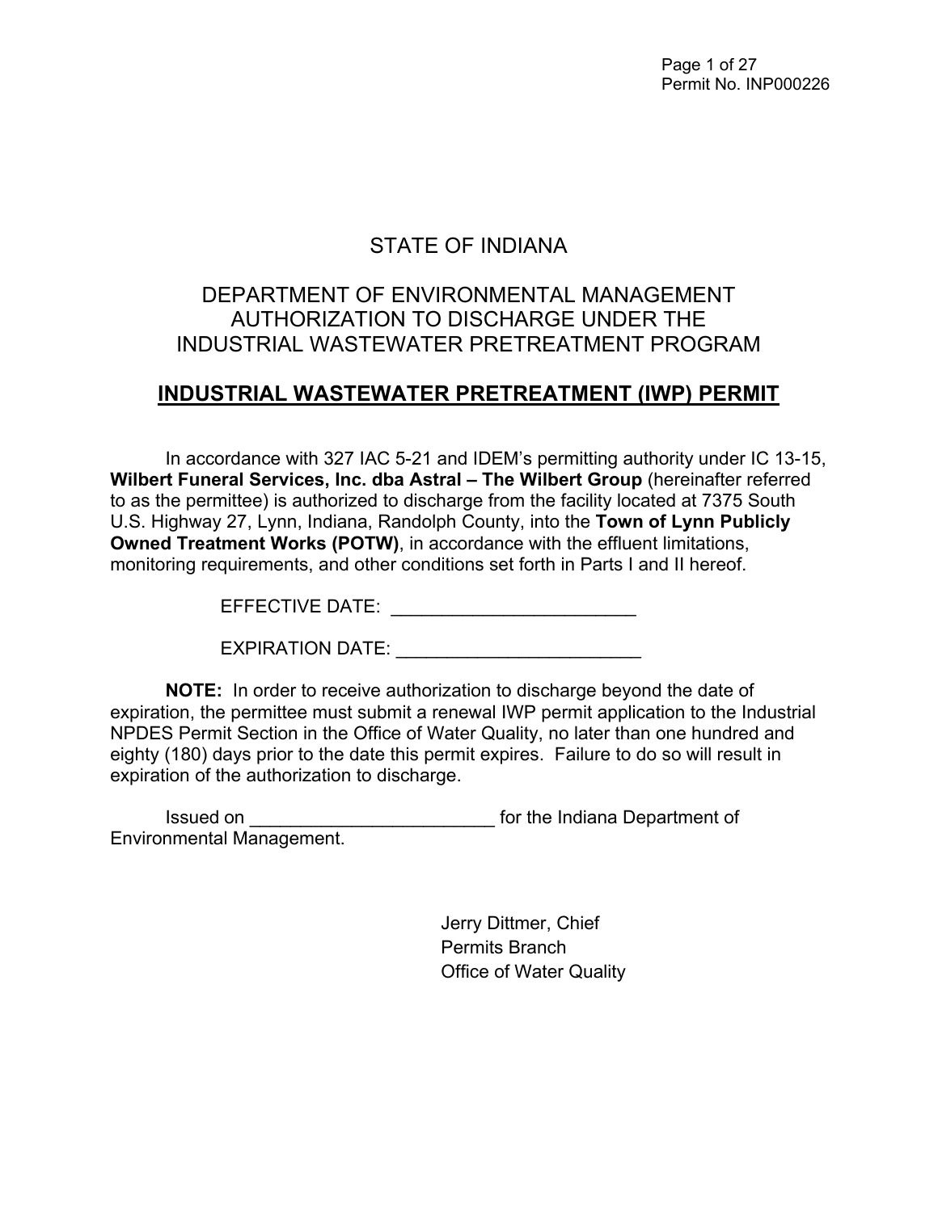# STATE OF INDIANA

# DEPARTMENT OF ENVIRONMENTAL MANAGEMENT AUTHORIZATION TO DISCHARGE UNDER THE INDUSTRIAL WASTEWATER PRETREATMENT PROGRAM

## INDUSTRIAL WASTEWATER PRETREATMENT (IWP) PERMIT

In accordance with 327 IAC 5-21 and IDEM's permitting authority under IC 13-15, **Wilbert Funeral Services, Inc. dba Astral – The Wilbert Group** (hereinafter referred to as the permittee) is authorized to discharge from the facility located at 7375 South U.S. Highway 27, Lynn, Indiana, Randolph County, into the **Town of Lynn Publicly Owned Treatment Works (POTW)**, in accordance with the effluent limitations, monitoring requirements, and other conditions set forth in Parts I and II hereof.

EFFECTIVE DATE: ________________________

EXPIRATION DATE: ________________________

**NOTE:** In order to receive authorization to discharge beyond the date of expiration, the permittee must submit a renewal IWP permit application to the Industrial NPDES Permit Section in the Office of Water Quality, no later than one hundred and eighty (180) days prior to the date this permit expires. Failure to do so will result in expiration of the authorization to discharge.

Issued on ________________________ for the Indiana Department of Environmental Management.

Jerry Dittmer, Chief
Permits Branch
Office of Water Quality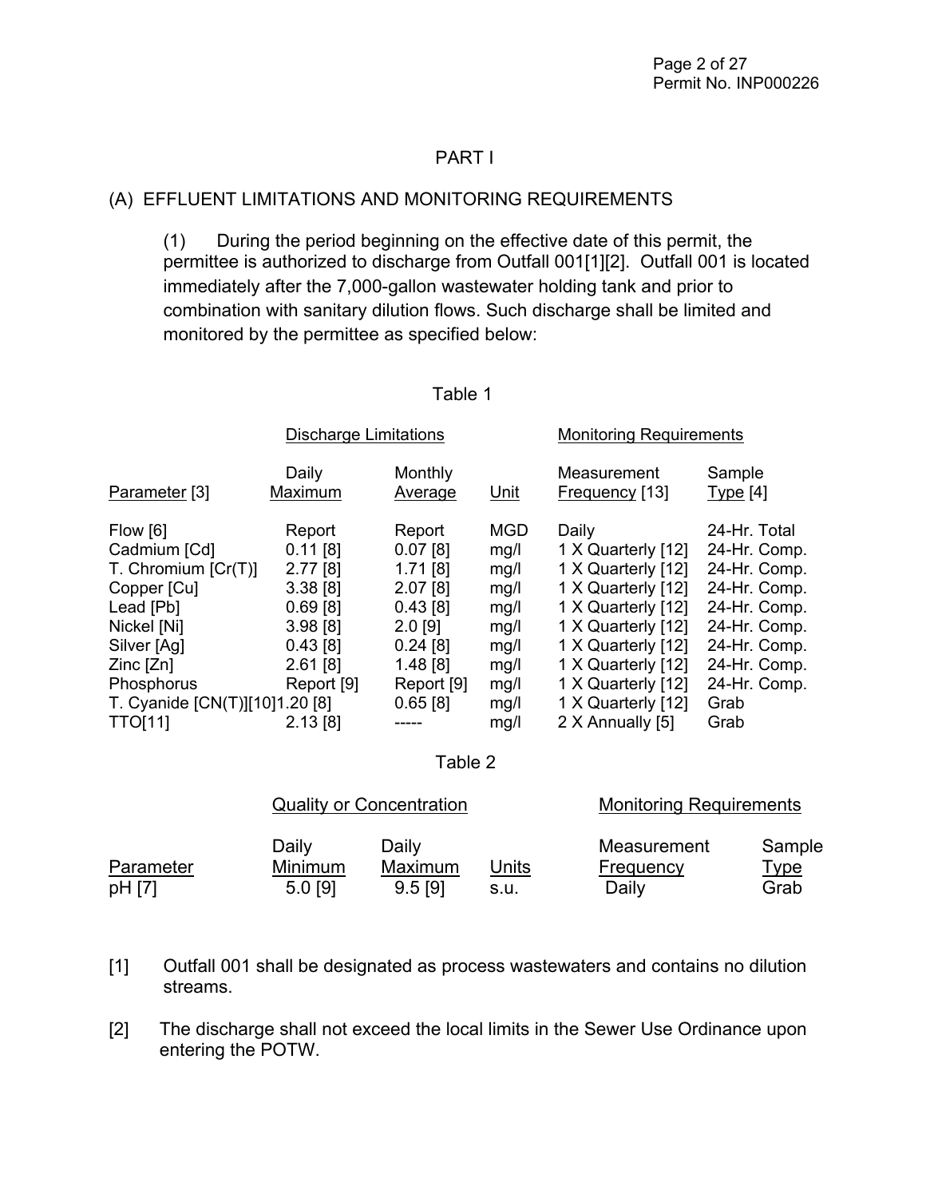# PART I

## (A) EFFLUENT LIMITATIONS AND MONITORING REQUIREMENTS

(1) During the period beginning on the effective date of this permit, the permittee is authorized to discharge from Outfall 001[1][2]. Outfall 001 is located immediately after the 7,000-gallon wastewater holding tank and prior to combination with sanitary dilution flows. Such discharge shall be limited and monitored by the permittee as specified below:

Table 1

| | Discharge Limitations | | | Monitoring Requirements | |
|---|---|---|---|---|---|
| Parameter [3] | Daily Maximum | Monthly Average | Unit | Measurement Frequency [13] | Sample Type [4] |
| Flow [6] | Report | Report | MGD | Daily | 24-Hr. Total |
| Cadmium [Cd] | 0.11 [8] | 0.07 [8] | mg/l | 1 X Quarterly [12] | 24-Hr. Comp. |
| T. Chromium [Cr(T)] | 2.77 [8] | 1.71 [8] | mg/l | 1 X Quarterly [12] | 24-Hr. Comp. |
| Copper [Cu] | 3.38 [8] | 2.07 [8] | mg/l | 1 X Quarterly [12] | 24-Hr. Comp. |
| Lead [Pb] | 0.69 [8] | 0.43 [8] | mg/l | 1 X Quarterly [12] | 24-Hr. Comp. |
| Nickel [Ni] | 3.98 [8] | 2.0 [9] | mg/l | 1 X Quarterly [12] | 24-Hr. Comp. |
| Silver [Ag] | 0.43 [8] | 0.24 [8] | mg/l | 1 X Quarterly [12] | 24-Hr. Comp. |
| Zinc [Zn] | 2.61 [8] | 1.48 [8] | mg/l | 1 X Quarterly [12] | 24-Hr. Comp. |
| Phosphorus | Report [9] | Report [9] | mg/l | 1 X Quarterly [12] | 24-Hr. Comp. |
| T. Cyanide [CN(T)][10] | 1.20 [8] | 0.65 [8] | mg/l | 1 X Quarterly [12] | Grab |
| TTO[11] | 2.13 [8] | ----- | mg/l | 2 X Annually [5] | Grab |

Table 2

| | Quality or Concentration | | | Monitoring Requirements | |
|---|---|---|---|---|---|
| Parameter | Daily Minimum | Daily Maximum | Units | Measurement Frequency | Sample Type |
| pH [7] | 5.0 [9] | 9.5 [9] | s.u. | Daily | Grab |

[1] Outfall 001 shall be designated as process wastewaters and contains no dilution streams.

[2] The discharge shall not exceed the local limits in the Sewer Use Ordinance upon entering the POTW.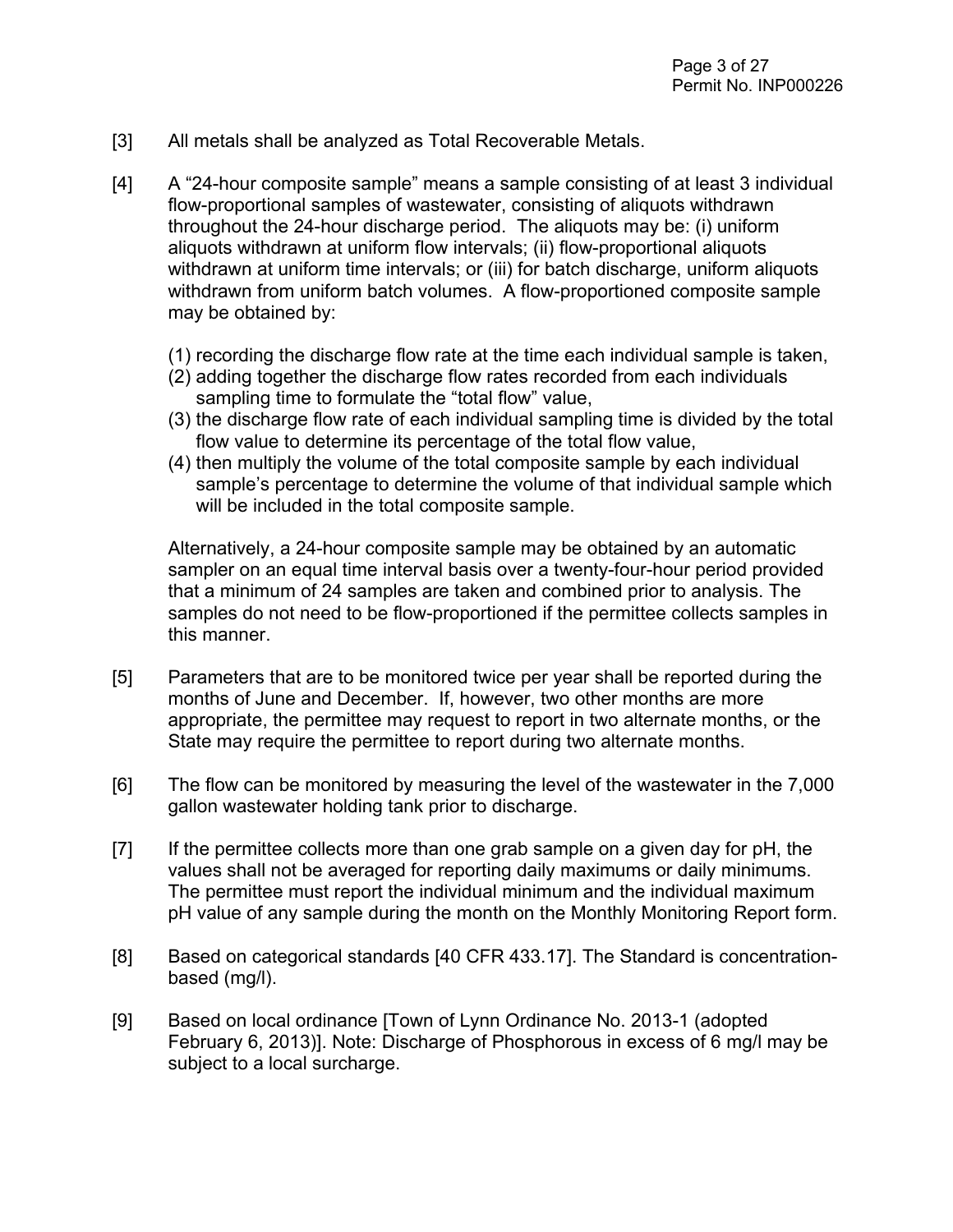[3] All metals shall be analyzed as Total Recoverable Metals.

[4] A “24-hour composite sample” means a sample consisting of at least 3 individual flow-proportional samples of wastewater, consisting of aliquots withdrawn throughout the 24-hour discharge period. The aliquots may be: (i) uniform aliquots withdrawn at uniform flow intervals; (ii) flow-proportional aliquots withdrawn at uniform time intervals; or (iii) for batch discharge, uniform aliquots withdrawn from uniform batch volumes. A flow-proportioned composite sample may be obtained by:

(1) recording the discharge flow rate at the time each individual sample is taken,
(2) adding together the discharge flow rates recorded from each individuals sampling time to formulate the “total flow” value,
(3) the discharge flow rate of each individual sampling time is divided by the total flow value to determine its percentage of the total flow value,
(4) then multiply the volume of the total composite sample by each individual sample’s percentage to determine the volume of that individual sample which will be included in the total composite sample.

Alternatively, a 24-hour composite sample may be obtained by an automatic sampler on an equal time interval basis over a twenty-four-hour period provided that a minimum of 24 samples are taken and combined prior to analysis. The samples do not need to be flow-proportioned if the permittee collects samples in this manner.

[5] Parameters that are to be monitored twice per year shall be reported during the months of June and December. If, however, two other months are more appropriate, the permittee may request to report in two alternate months, or the State may require the permittee to report during two alternate months.

[6] The flow can be monitored by measuring the level of the wastewater in the 7,000 gallon wastewater holding tank prior to discharge.

[7] If the permittee collects more than one grab sample on a given day for pH, the values shall not be averaged for reporting daily maximums or daily minimums. The permittee must report the individual minimum and the individual maximum pH value of any sample during the month on the Monthly Monitoring Report form.

[8] Based on categorical standards [40 CFR 433.17]. The Standard is concentration-based (mg/l).

[9] Based on local ordinance [Town of Lynn Ordinance No. 2013-1 (adopted February 6, 2013)]. Note: Discharge of Phosphorous in excess of 6 mg/l may be subject to a local surcharge.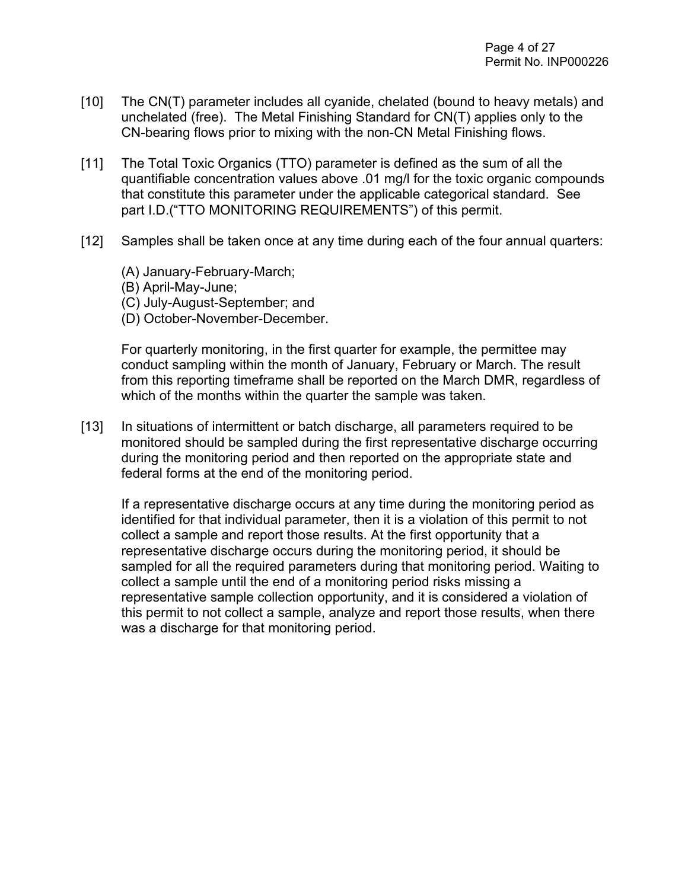[10] The CN(T) parameter includes all cyanide, chelated (bound to heavy metals) and unchelated (free). The Metal Finishing Standard for CN(T) applies only to the CN-bearing flows prior to mixing with the non-CN Metal Finishing flows.

[11] The Total Toxic Organics (TTO) parameter is defined as the sum of all the quantifiable concentration values above .01 mg/l for the toxic organic compounds that constitute this parameter under the applicable categorical standard. See part I.D.("TTO MONITORING REQUIREMENTS") of this permit.

[12] Samples shall be taken once at any time during each of the four annual quarters:

(A) January-February-March;
(B) April-May-June;
(C) July-August-September; and
(D) October-November-December.

For quarterly monitoring, in the first quarter for example, the permittee may conduct sampling within the month of January, February or March. The result from this reporting timeframe shall be reported on the March DMR, regardless of which of the months within the quarter the sample was taken.

[13] In situations of intermittent or batch discharge, all parameters required to be monitored should be sampled during the first representative discharge occurring during the monitoring period and then reported on the appropriate state and federal forms at the end of the monitoring period.

If a representative discharge occurs at any time during the monitoring period as identified for that individual parameter, then it is a violation of this permit to not collect a sample and report those results. At the first opportunity that a representative discharge occurs during the monitoring period, it should be sampled for all the required parameters during that monitoring period. Waiting to collect a sample until the end of a monitoring period risks missing a representative sample collection opportunity, and it is considered a violation of this permit to not collect a sample, analyze and report those results, when there was a discharge for that monitoring period.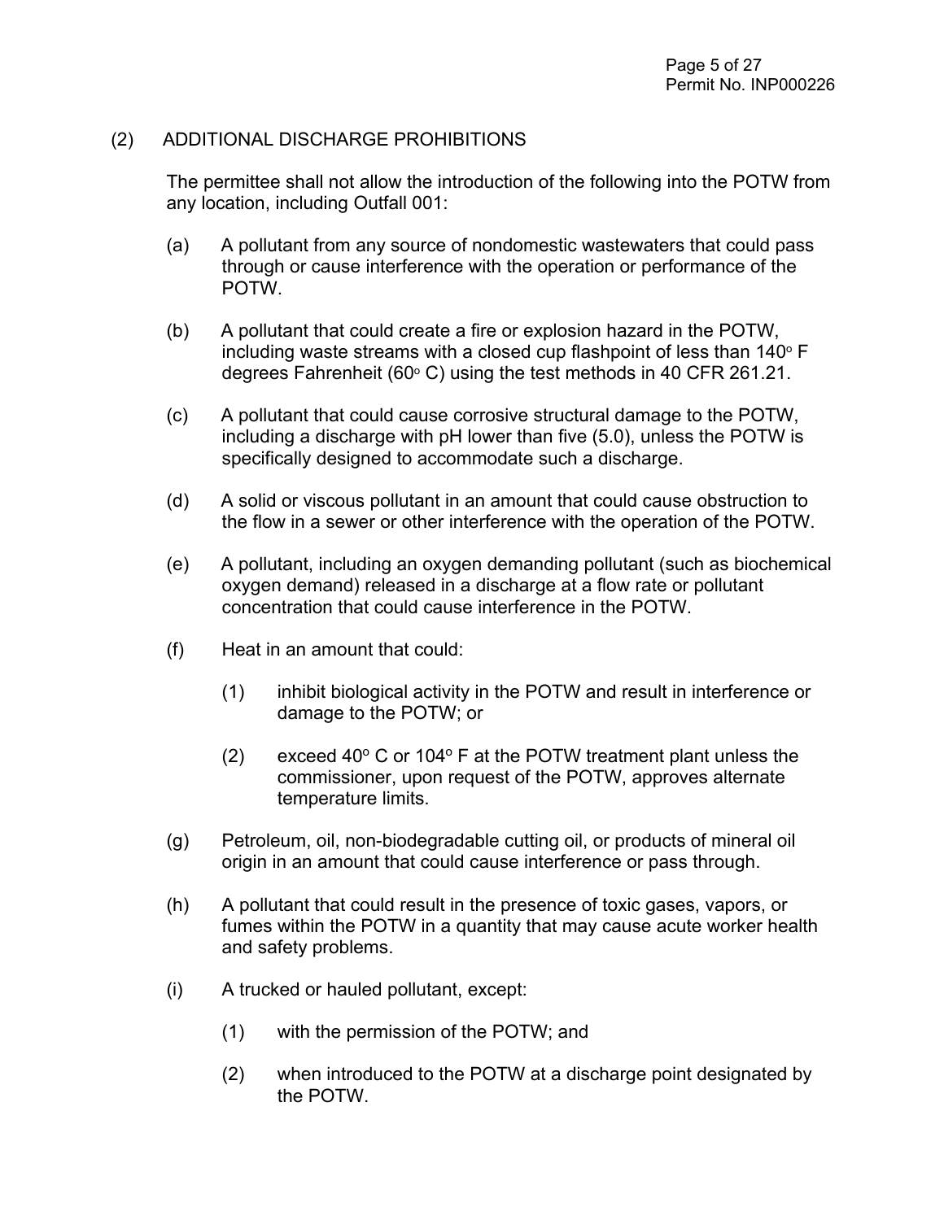(2) ADDITIONAL DISCHARGE PROHIBITIONS

The permittee shall not allow the introduction of the following into the POTW from any location, including Outfall 001:

(a) A pollutant from any source of nondomestic wastewaters that could pass through or cause interference with the operation or performance of the POTW.

(b) A pollutant that could create a fire or explosion hazard in the POTW, including waste streams with a closed cup flashpoint of less than 140° F degrees Fahrenheit (60° C) using the test methods in 40 CFR 261.21.

(c) A pollutant that could cause corrosive structural damage to the POTW, including a discharge with pH lower than five (5.0), unless the POTW is specifically designed to accommodate such a discharge.

(d) A solid or viscous pollutant in an amount that could cause obstruction to the flow in a sewer or other interference with the operation of the POTW.

(e) A pollutant, including an oxygen demanding pollutant (such as biochemical oxygen demand) released in a discharge at a flow rate or pollutant concentration that could cause interference in the POTW.

(f) Heat in an amount that could:

  (1) inhibit biological activity in the POTW and result in interference or damage to the POTW; or

  (2) exceed 40° C or 104° F at the POTW treatment plant unless the commissioner, upon request of the POTW, approves alternate temperature limits.

(g) Petroleum, oil, non-biodegradable cutting oil, or products of mineral oil origin in an amount that could cause interference or pass through.

(h) A pollutant that could result in the presence of toxic gases, vapors, or fumes within the POTW in a quantity that may cause acute worker health and safety problems.

(i) A trucked or hauled pollutant, except:

  (1) with the permission of the POTW; and

  (2) when introduced to the POTW at a discharge point designated by the POTW.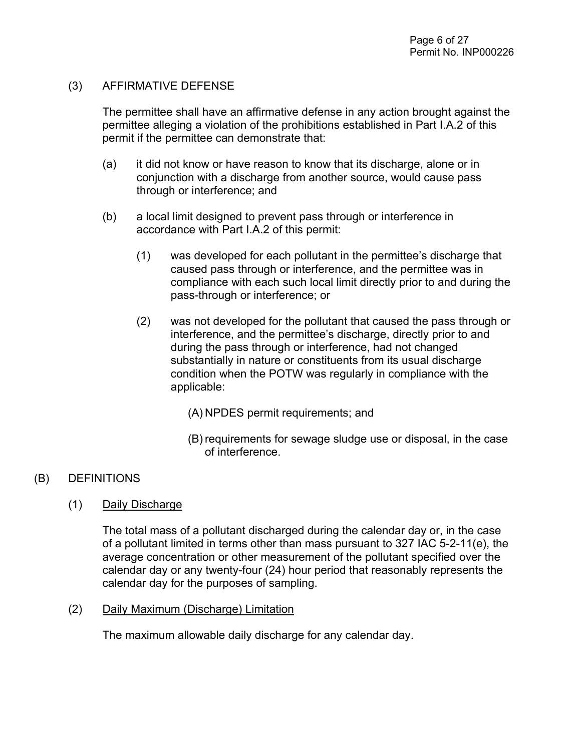(3) AFFIRMATIVE DEFENSE

The permittee shall have an affirmative defense in any action brought against the permittee alleging a violation of the prohibitions established in Part I.A.2 of this permit if the permittee can demonstrate that:

(a) it did not know or have reason to know that its discharge, alone or in conjunction with a discharge from another source, would cause pass through or interference; and

(b) a local limit designed to prevent pass through or interference in accordance with Part I.A.2 of this permit:

(1) was developed for each pollutant in the permittee's discharge that caused pass through or interference, and the permittee was in compliance with each such local limit directly prior to and during the pass-through or interference; or

(2) was not developed for the pollutant that caused the pass through or interference, and the permittee's discharge, directly prior to and during the pass through or interference, had not changed substantially in nature or constituents from its usual discharge condition when the POTW was regularly in compliance with the applicable:

(A) NPDES permit requirements; and

(B) requirements for sewage sludge use or disposal, in the case of interference.

## (B) DEFINITIONS

(1) Daily Discharge

The total mass of a pollutant discharged during the calendar day or, in the case of a pollutant limited in terms other than mass pursuant to 327 IAC 5-2-11(e), the average concentration or other measurement of the pollutant specified over the calendar day or any twenty-four (24) hour period that reasonably represents the calendar day for the purposes of sampling.

(2) Daily Maximum (Discharge) Limitation

The maximum allowable daily discharge for any calendar day.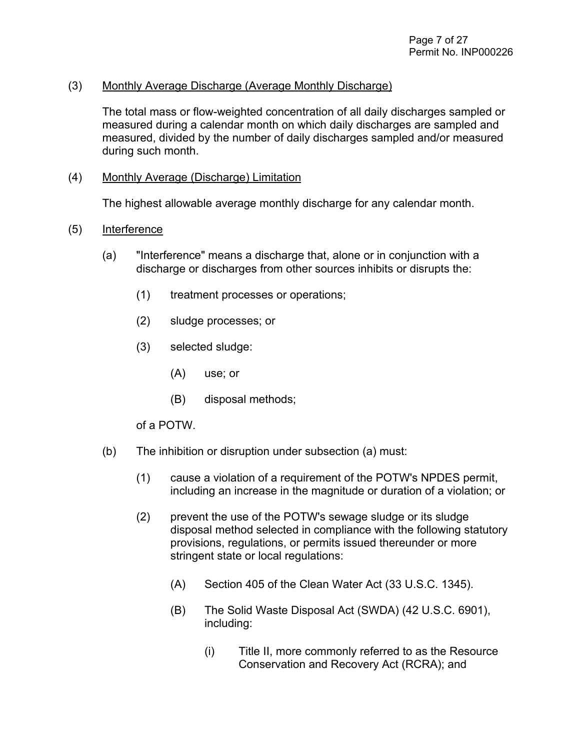(3) <u>Monthly Average Discharge (Average Monthly Discharge)</u>

The total mass or flow-weighted concentration of all daily discharges sampled or measured during a calendar month on which daily discharges are sampled and measured, divided by the number of daily discharges sampled and/or measured during such month.

(4) <u>Monthly Average (Discharge) Limitation</u>

The highest allowable average monthly discharge for any calendar month.

(5) <u>Interference</u>

- (a) "Interference" means a discharge that, alone or in conjunction with a discharge or discharges from other sources inhibits or disrupts the:
  - (1) treatment processes or operations;
  - (2) sludge processes; or
  - (3) selected sludge:
    - (A) use; or
    - (B) disposal methods;

  of a POTW.

- (b) The inhibition or disruption under subsection (a) must:
  - (1) cause a violation of a requirement of the POTW's NPDES permit, including an increase in the magnitude or duration of a violation; or
  - (2) prevent the use of the POTW's sewage sludge or its sludge disposal method selected in compliance with the following statutory provisions, regulations, or permits issued thereunder or more stringent state or local regulations:
    - (A) Section 405 of the Clean Water Act (33 U.S.C. 1345).
    - (B) The Solid Waste Disposal Act (SWDA) (42 U.S.C. 6901), including:
      - (i) Title II, more commonly referred to as the Resource Conservation and Recovery Act (RCRA); and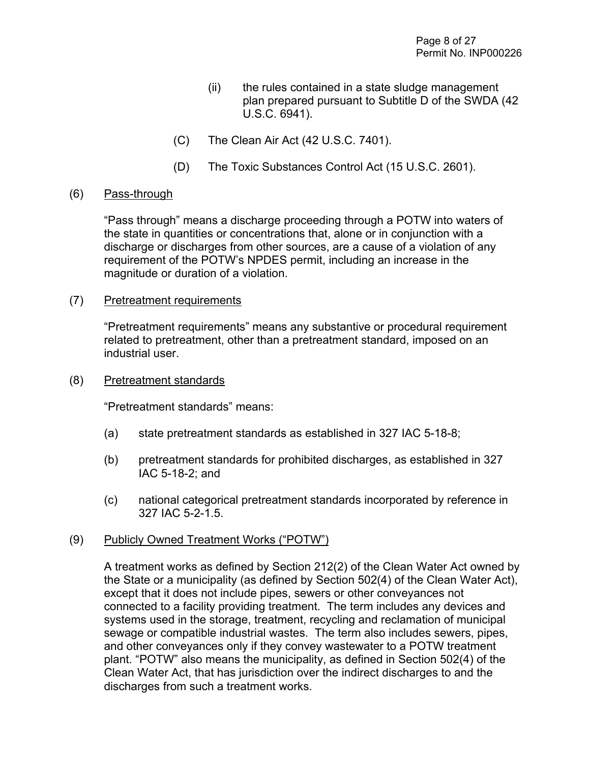(ii) the rules contained in a state sludge management plan prepared pursuant to Subtitle D of the SWDA (42 U.S.C. 6941).

(C) The Clean Air Act (42 U.S.C. 7401).

(D) The Toxic Substances Control Act (15 U.S.C. 2601).

(6) Pass-through

"Pass through" means a discharge proceeding through a POTW into waters of the state in quantities or concentrations that, alone or in conjunction with a discharge or discharges from other sources, are a cause of a violation of any requirement of the POTW's NPDES permit, including an increase in the magnitude or duration of a violation.

(7) Pretreatment requirements

"Pretreatment requirements" means any substantive or procedural requirement related to pretreatment, other than a pretreatment standard, imposed on an industrial user.

(8) Pretreatment standards

"Pretreatment standards" means:

(a) state pretreatment standards as established in 327 IAC 5-18-8;

(b) pretreatment standards for prohibited discharges, as established in 327 IAC 5-18-2; and

(c) national categorical pretreatment standards incorporated by reference in 327 IAC 5-2-1.5.

(9) Publicly Owned Treatment Works ("POTW")

A treatment works as defined by Section 212(2) of the Clean Water Act owned by the State or a municipality (as defined by Section 502(4) of the Clean Water Act), except that it does not include pipes, sewers or other conveyances not connected to a facility providing treatment. The term includes any devices and systems used in the storage, treatment, recycling and reclamation of municipal sewage or compatible industrial wastes. The term also includes sewers, pipes, and other conveyances only if they convey wastewater to a POTW treatment plant. "POTW" also means the municipality, as defined in Section 502(4) of the Clean Water Act, that has jurisdiction over the indirect discharges to and the discharges from such a treatment works.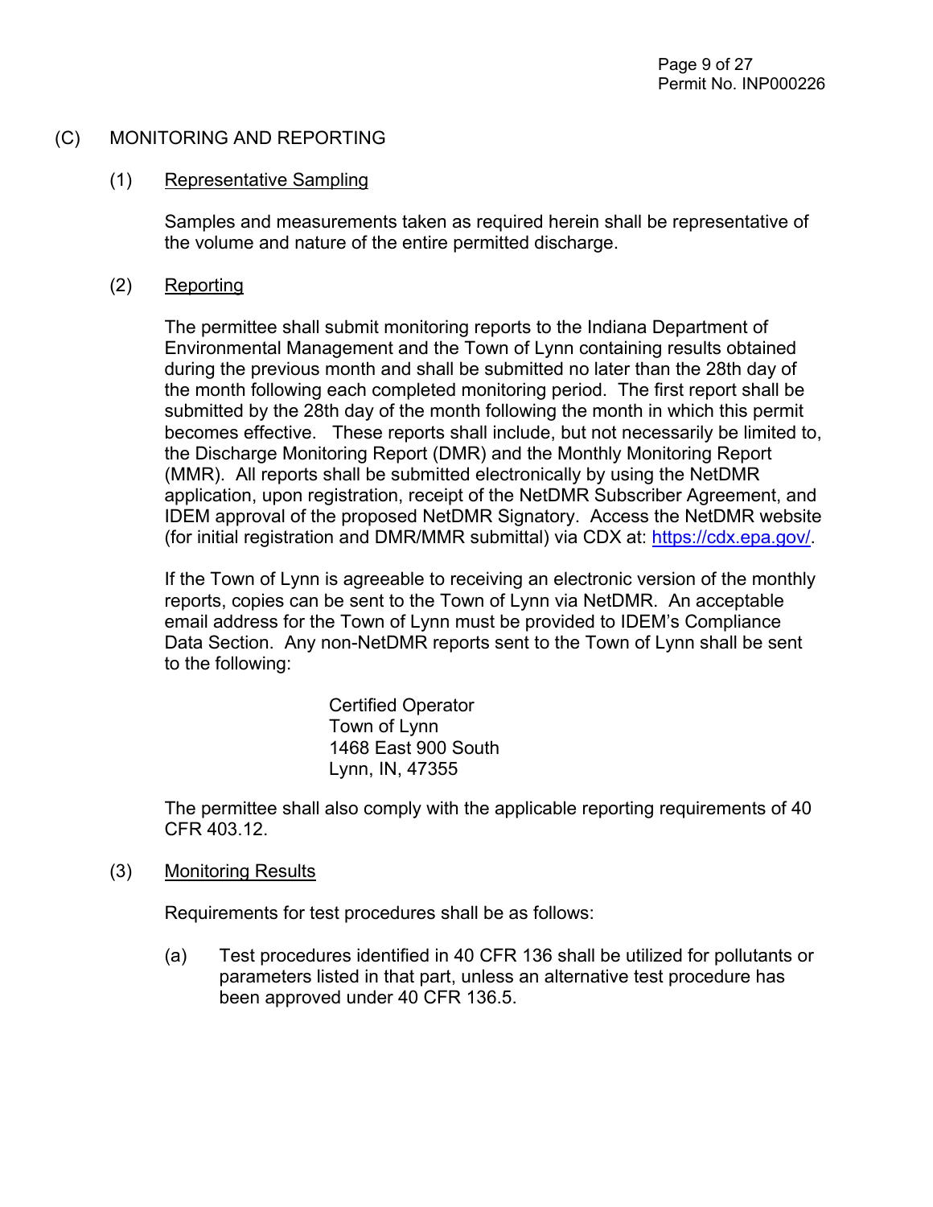## (C) MONITORING AND REPORTING

### (1) Representative Sampling

Samples and measurements taken as required herein shall be representative of the volume and nature of the entire permitted discharge.

### (2) Reporting

The permittee shall submit monitoring reports to the Indiana Department of Environmental Management and the Town of Lynn containing results obtained during the previous month and shall be submitted no later than the 28th day of the month following each completed monitoring period. The first report shall be submitted by the 28th day of the month following the month in which this permit becomes effective. These reports shall include, but not necessarily be limited to, the Discharge Monitoring Report (DMR) and the Monthly Monitoring Report (MMR). All reports shall be submitted electronically by using the NetDMR application, upon registration, receipt of the NetDMR Subscriber Agreement, and IDEM approval of the proposed NetDMR Signatory. Access the NetDMR website (for initial registration and DMR/MMR submittal) via CDX at: https://cdx.epa.gov/.

If the Town of Lynn is agreeable to receiving an electronic version of the monthly reports, copies can be sent to the Town of Lynn via NetDMR. An acceptable email address for the Town of Lynn must be provided to IDEM's Compliance Data Section. Any non-NetDMR reports sent to the Town of Lynn shall be sent to the following:

Certified Operator
Town of Lynn
1468 East 900 South
Lynn, IN, 47355

The permittee shall also comply with the applicable reporting requirements of 40 CFR 403.12.

### (3) Monitoring Results

Requirements for test procedures shall be as follows:

(a) Test procedures identified in 40 CFR 136 shall be utilized for pollutants or parameters listed in that part, unless an alternative test procedure has been approved under 40 CFR 136.5.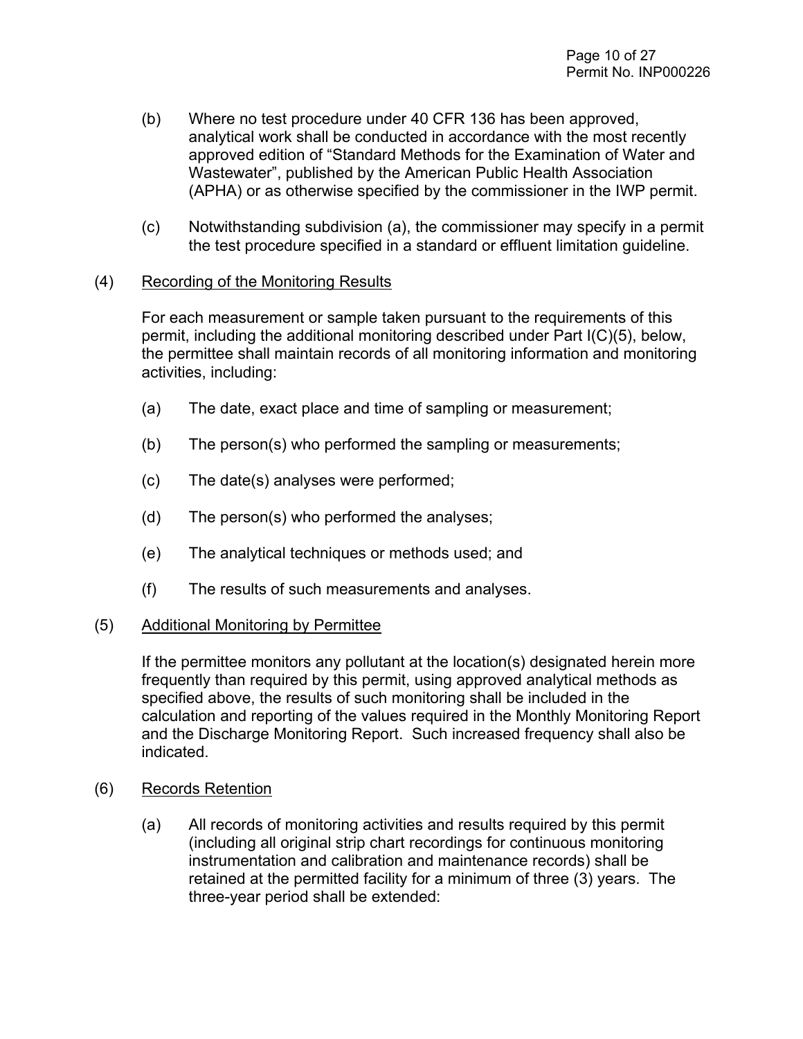(b) Where no test procedure under 40 CFR 136 has been approved, analytical work shall be conducted in accordance with the most recently approved edition of "Standard Methods for the Examination of Water and Wastewater", published by the American Public Health Association (APHA) or as otherwise specified by the commissioner in the IWP permit.

(c) Notwithstanding subdivision (a), the commissioner may specify in a permit the test procedure specified in a standard or effluent limitation guideline.

(4) Recording of the Monitoring Results

For each measurement or sample taken pursuant to the requirements of this permit, including the additional monitoring described under Part I(C)(5), below, the permittee shall maintain records of all monitoring information and monitoring activities, including:

(a) The date, exact place and time of sampling or measurement;

(b) The person(s) who performed the sampling or measurements;

(c) The date(s) analyses were performed;

(d) The person(s) who performed the analyses;

(e) The analytical techniques or methods used; and

(f) The results of such measurements and analyses.

(5) Additional Monitoring by Permittee

If the permittee monitors any pollutant at the location(s) designated herein more frequently than required by this permit, using approved analytical methods as specified above, the results of such monitoring shall be included in the calculation and reporting of the values required in the Monthly Monitoring Report and the Discharge Monitoring Report. Such increased frequency shall also be indicated.

(6) Records Retention

(a) All records of monitoring activities and results required by this permit (including all original strip chart recordings for continuous monitoring instrumentation and calibration and maintenance records) shall be retained at the permitted facility for a minimum of three (3) years. The three-year period shall be extended: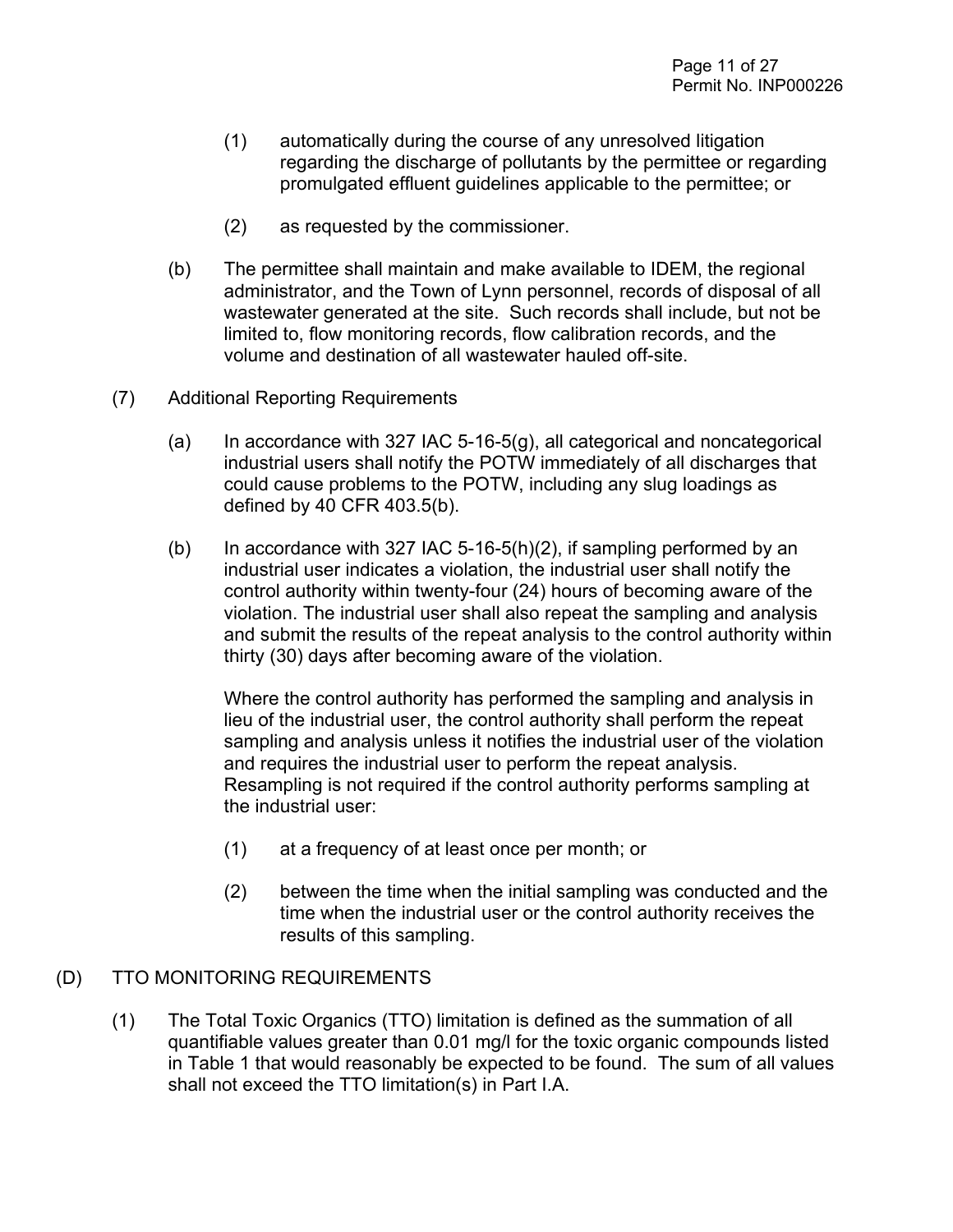(1) automatically during the course of any unresolved litigation regarding the discharge of pollutants by the permittee or regarding promulgated effluent guidelines applicable to the permittee; or

(2) as requested by the commissioner.

(b) The permittee shall maintain and make available to IDEM, the regional administrator, and the Town of Lynn personnel, records of disposal of all wastewater generated at the site. Such records shall include, but not be limited to, flow monitoring records, flow calibration records, and the volume and destination of all wastewater hauled off-site.

(7) Additional Reporting Requirements

(a) In accordance with 327 IAC 5-16-5(g), all categorical and noncategorical industrial users shall notify the POTW immediately of all discharges that could cause problems to the POTW, including any slug loadings as defined by 40 CFR 403.5(b).

(b) In accordance with 327 IAC 5-16-5(h)(2), if sampling performed by an industrial user indicates a violation, the industrial user shall notify the control authority within twenty-four (24) hours of becoming aware of the violation. The industrial user shall also repeat the sampling and analysis and submit the results of the repeat analysis to the control authority within thirty (30) days after becoming aware of the violation.

Where the control authority has performed the sampling and analysis in lieu of the industrial user, the control authority shall perform the repeat sampling and analysis unless it notifies the industrial user of the violation and requires the industrial user to perform the repeat analysis. Resampling is not required if the control authority performs sampling at the industrial user:

(1) at a frequency of at least once per month; or

(2) between the time when the initial sampling was conducted and the time when the industrial user or the control authority receives the results of this sampling.

(D) TTO MONITORING REQUIREMENTS

(1) The Total Toxic Organics (TTO) limitation is defined as the summation of all quantifiable values greater than 0.01 mg/l for the toxic organic compounds listed in Table 1 that would reasonably be expected to be found. The sum of all values shall not exceed the TTO limitation(s) in Part I.A.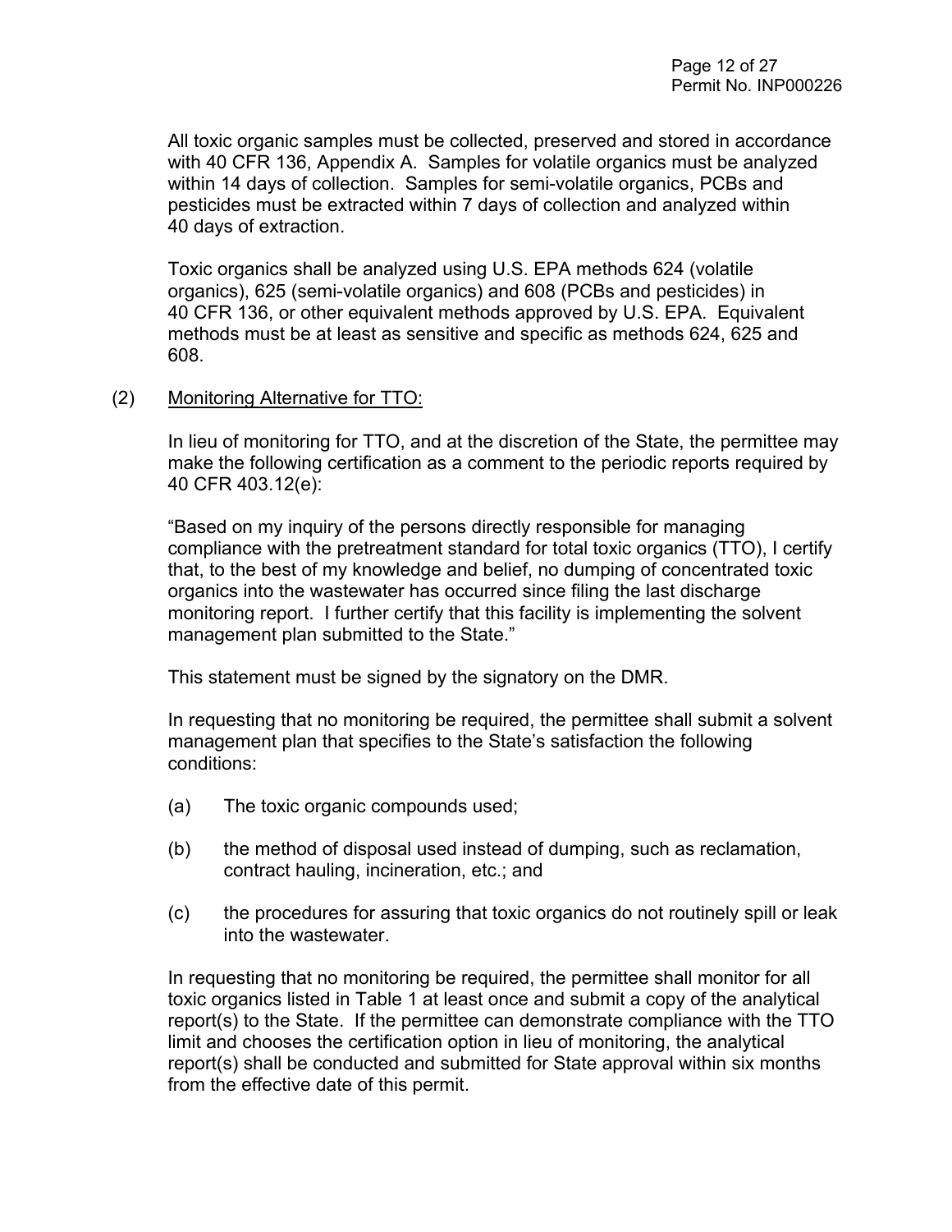All toxic organic samples must be collected, preserved and stored in accordance with 40 CFR 136, Appendix A. Samples for volatile organics must be analyzed within 14 days of collection. Samples for semi-volatile organics, PCBs and pesticides must be extracted within 7 days of collection and analyzed within 40 days of extraction.

Toxic organics shall be analyzed using U.S. EPA methods 624 (volatile organics), 625 (semi-volatile organics) and 608 (PCBs and pesticides) in 40 CFR 136, or other equivalent methods approved by U.S. EPA. Equivalent methods must be at least as sensitive and specific as methods 624, 625 and 608.

(2) Monitoring Alternative for TTO:

In lieu of monitoring for TTO, and at the discretion of the State, the permittee may make the following certification as a comment to the periodic reports required by 40 CFR 403.12(e):

"Based on my inquiry of the persons directly responsible for managing compliance with the pretreatment standard for total toxic organics (TTO), I certify that, to the best of my knowledge and belief, no dumping of concentrated toxic organics into the wastewater has occurred since filing the last discharge monitoring report. I further certify that this facility is implementing the solvent management plan submitted to the State."

This statement must be signed by the signatory on the DMR.

In requesting that no monitoring be required, the permittee shall submit a solvent management plan that specifies to the State's satisfaction the following conditions:

(a) The toxic organic compounds used;

(b) the method of disposal used instead of dumping, such as reclamation, contract hauling, incineration, etc.; and

(c) the procedures for assuring that toxic organics do not routinely spill or leak into the wastewater.

In requesting that no monitoring be required, the permittee shall monitor for all toxic organics listed in Table 1 at least once and submit a copy of the analytical report(s) to the State. If the permittee can demonstrate compliance with the TTO limit and chooses the certification option in lieu of monitoring, the analytical report(s) shall be conducted and submitted for State approval within six months from the effective date of this permit.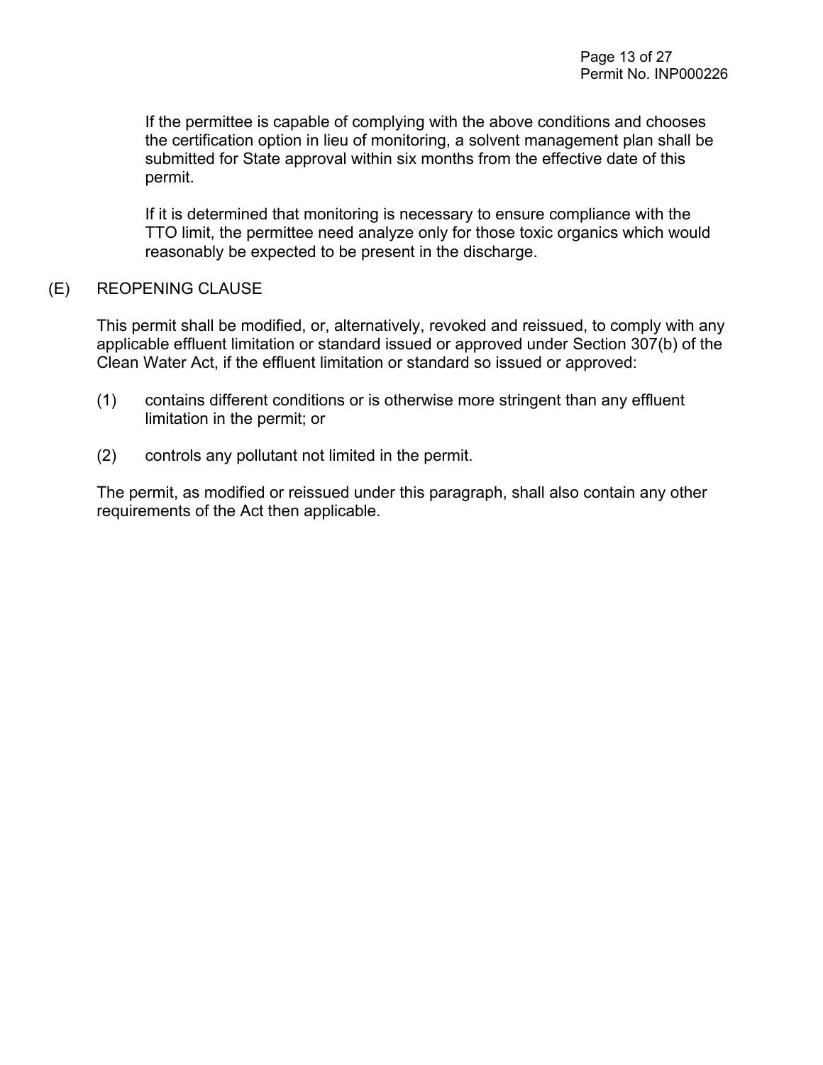If the permittee is capable of complying with the above conditions and chooses the certification option in lieu of monitoring, a solvent management plan shall be submitted for State approval within six months from the effective date of this permit.

If it is determined that monitoring is necessary to ensure compliance with the TTO limit, the permittee need analyze only for those toxic organics which would reasonably be expected to be present in the discharge.

(E) REOPENING CLAUSE

This permit shall be modified, or, alternatively, revoked and reissued, to comply with any applicable effluent limitation or standard issued or approved under Section 307(b) of the Clean Water Act, if the effluent limitation or standard so issued or approved:

(1) contains different conditions or is otherwise more stringent than any effluent limitation in the permit; or

(2) controls any pollutant not limited in the permit.

The permit, as modified or reissued under this paragraph, shall also contain any other requirements of the Act then applicable.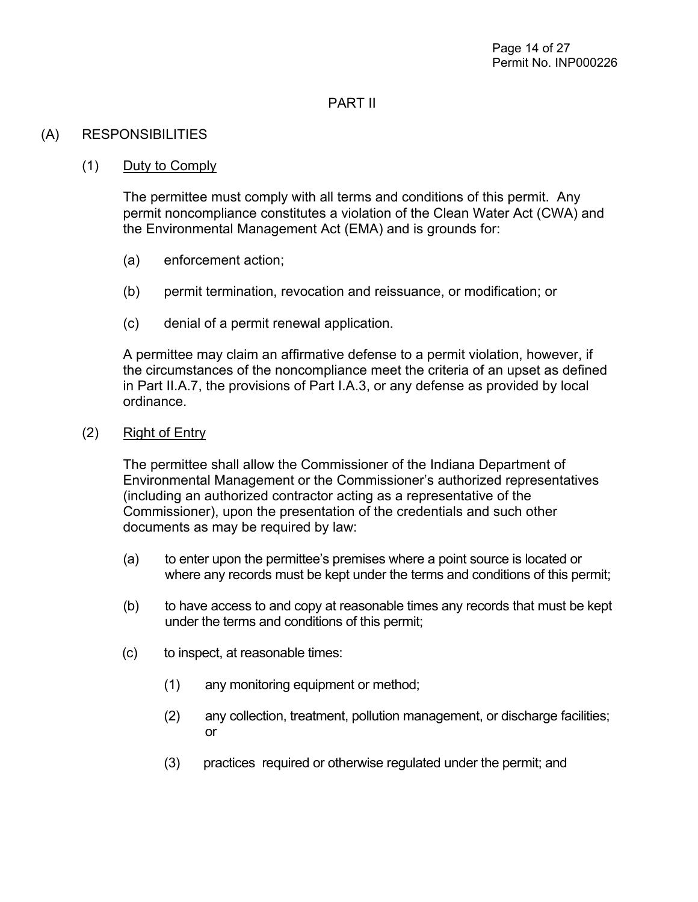# PART II

## (A) RESPONSIBILITIES

### (1) Duty to Comply

The permittee must comply with all terms and conditions of this permit. Any permit noncompliance constitutes a violation of the Clean Water Act (CWA) and the Environmental Management Act (EMA) and is grounds for:

(a) enforcement action;

(b) permit termination, revocation and reissuance, or modification; or

(c) denial of a permit renewal application.

A permittee may claim an affirmative defense to a permit violation, however, if the circumstances of the noncompliance meet the criteria of an upset as defined in Part II.A.7, the provisions of Part I.A.3, or any defense as provided by local ordinance.

### (2) Right of Entry

The permittee shall allow the Commissioner of the Indiana Department of Environmental Management or the Commissioner's authorized representatives (including an authorized contractor acting as a representative of the Commissioner), upon the presentation of the credentials and such other documents as may be required by law:

(a) to enter upon the permittee's premises where a point source is located or where any records must be kept under the terms and conditions of this permit;

(b) to have access to and copy at reasonable times any records that must be kept under the terms and conditions of this permit;

(c) to inspect, at reasonable times:

(1) any monitoring equipment or method;

(2) any collection, treatment, pollution management, or discharge facilities; or

(3) practices required or otherwise regulated under the permit; and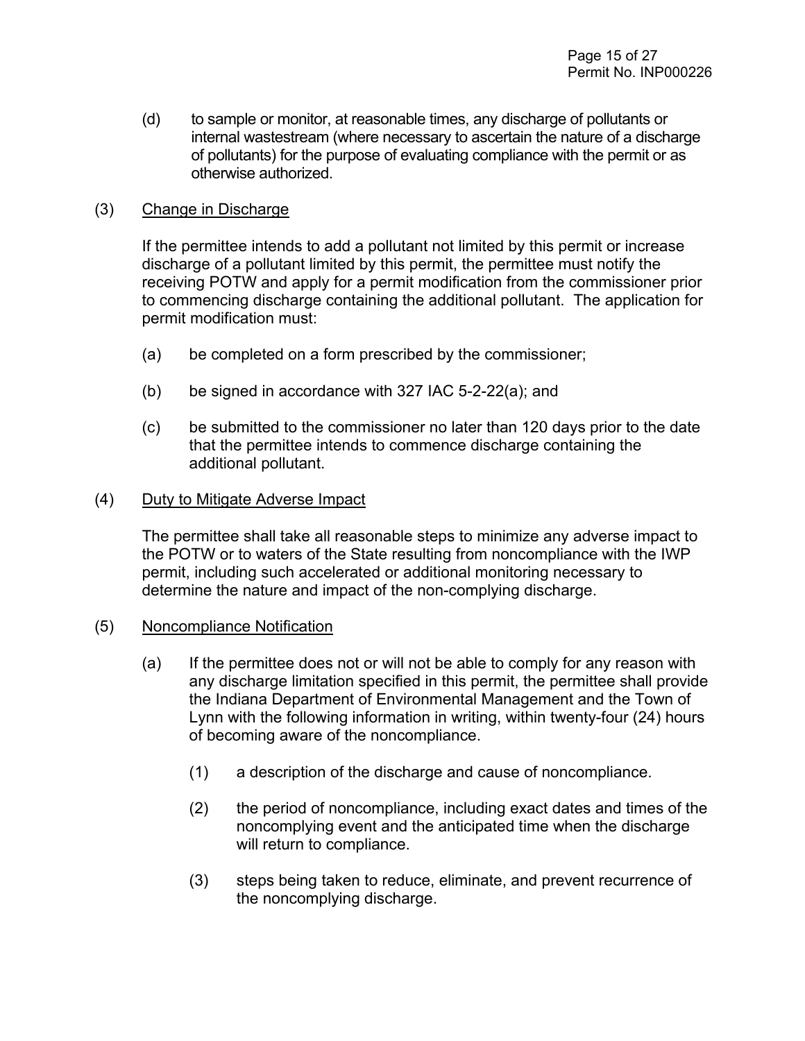(d) to sample or monitor, at reasonable times, any discharge of pollutants or internal wastestream (where necessary to ascertain the nature of a discharge of pollutants) for the purpose of evaluating compliance with the permit or as otherwise authorized.

(3) Change in Discharge

If the permittee intends to add a pollutant not limited by this permit or increase discharge of a pollutant limited by this permit, the permittee must notify the receiving POTW and apply for a permit modification from the commissioner prior to commencing discharge containing the additional pollutant. The application for permit modification must:

(a) be completed on a form prescribed by the commissioner;

(b) be signed in accordance with 327 IAC 5-2-22(a); and

(c) be submitted to the commissioner no later than 120 days prior to the date that the permittee intends to commence discharge containing the additional pollutant.

(4) Duty to Mitigate Adverse Impact

The permittee shall take all reasonable steps to minimize any adverse impact to the POTW or to waters of the State resulting from noncompliance with the IWP permit, including such accelerated or additional monitoring necessary to determine the nature and impact of the non-complying discharge.

(5) Noncompliance Notification

(a) If the permittee does not or will not be able to comply for any reason with any discharge limitation specified in this permit, the permittee shall provide the Indiana Department of Environmental Management and the Town of Lynn with the following information in writing, within twenty-four (24) hours of becoming aware of the noncompliance.

(1) a description of the discharge and cause of noncompliance.

(2) the period of noncompliance, including exact dates and times of the noncomplying event and the anticipated time when the discharge will return to compliance.

(3) steps being taken to reduce, eliminate, and prevent recurrence of the noncomplying discharge.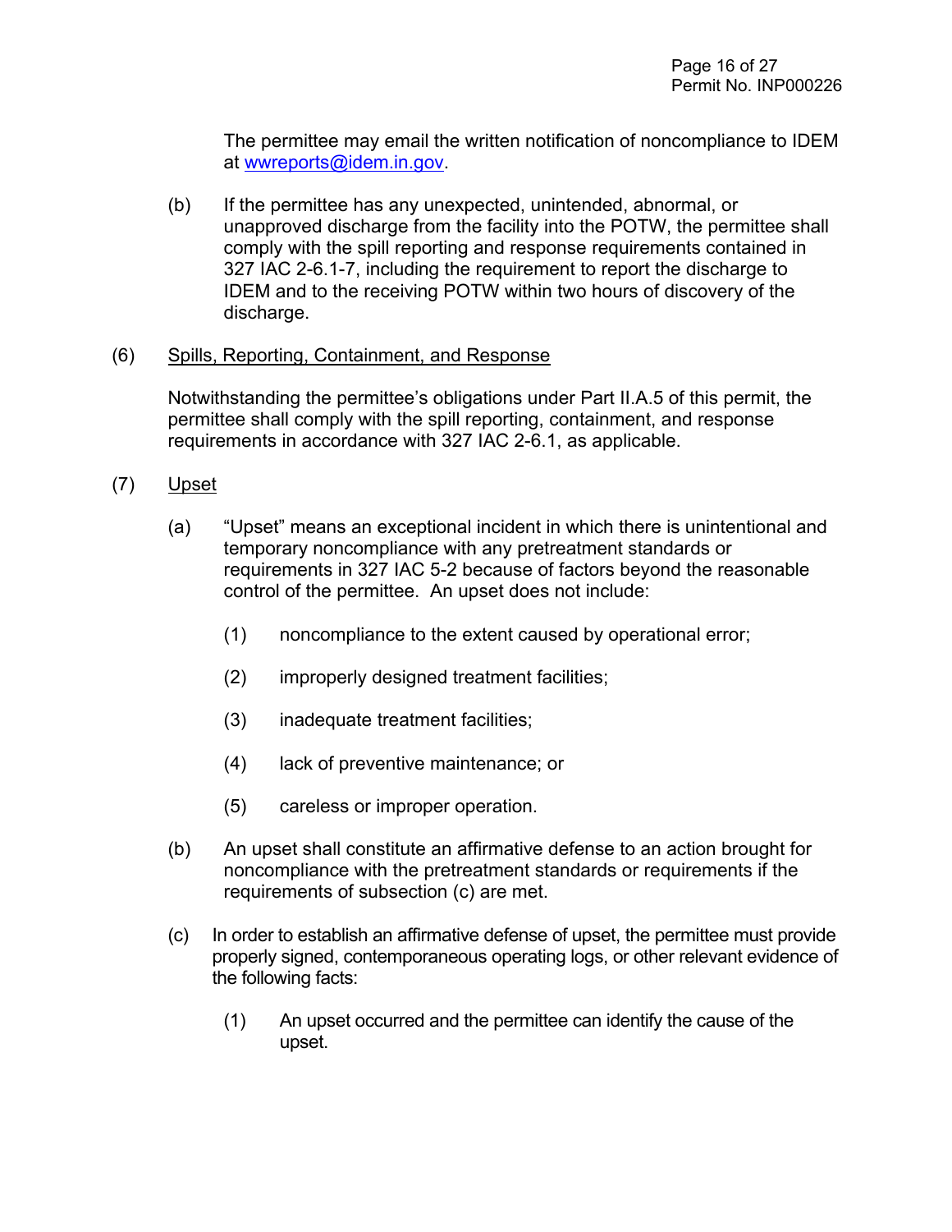The permittee may email the written notification of noncompliance to IDEM at wwreports@idem.in.gov.

(b) If the permittee has any unexpected, unintended, abnormal, or unapproved discharge from the facility into the POTW, the permittee shall comply with the spill reporting and response requirements contained in 327 IAC 2-6.1-7, including the requirement to report the discharge to IDEM and to the receiving POTW within two hours of discovery of the discharge.

(6) Spills, Reporting, Containment, and Response

Notwithstanding the permittee's obligations under Part II.A.5 of this permit, the permittee shall comply with the spill reporting, containment, and response requirements in accordance with 327 IAC 2-6.1, as applicable.

(7) Upset

(a) "Upset" means an exceptional incident in which there is unintentional and temporary noncompliance with any pretreatment standards or requirements in 327 IAC 5-2 because of factors beyond the reasonable control of the permittee. An upset does not include:

(1) noncompliance to the extent caused by operational error;

(2) improperly designed treatment facilities;

(3) inadequate treatment facilities;

(4) lack of preventive maintenance; or

(5) careless or improper operation.

(b) An upset shall constitute an affirmative defense to an action brought for noncompliance with the pretreatment standards or requirements if the requirements of subsection (c) are met.

(c) In order to establish an affirmative defense of upset, the permittee must provide properly signed, contemporaneous operating logs, or other relevant evidence of the following facts:

(1) An upset occurred and the permittee can identify the cause of the upset.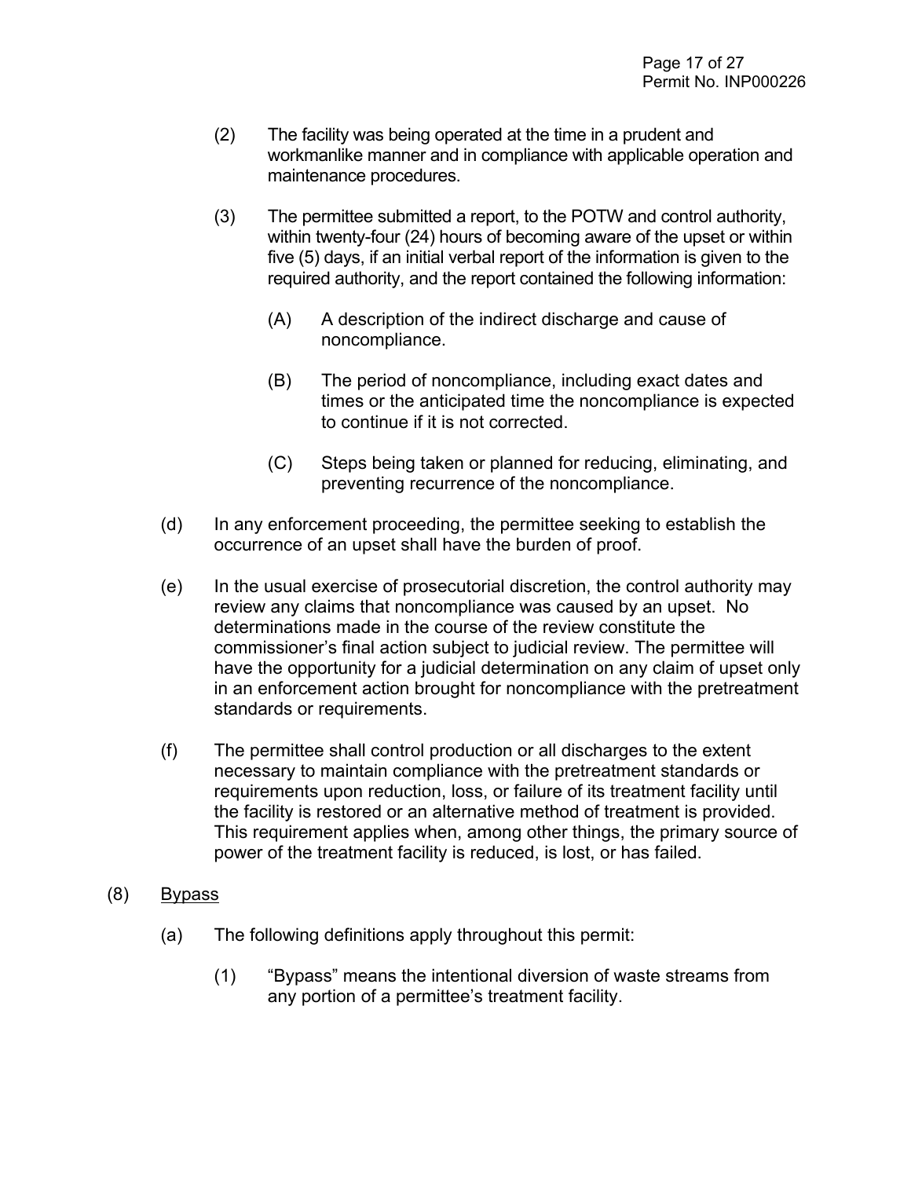(2) The facility was being operated at the time in a prudent and workmanlike manner and in compliance with applicable operation and maintenance procedures.

(3) The permittee submitted a report, to the POTW and control authority, within twenty-four (24) hours of becoming aware of the upset or within five (5) days, if an initial verbal report of the information is given to the required authority, and the report contained the following information:

(A) A description of the indirect discharge and cause of noncompliance.

(B) The period of noncompliance, including exact dates and times or the anticipated time the noncompliance is expected to continue if it is not corrected.

(C) Steps being taken or planned for reducing, eliminating, and preventing recurrence of the noncompliance.

(d) In any enforcement proceeding, the permittee seeking to establish the occurrence of an upset shall have the burden of proof.

(e) In the usual exercise of prosecutorial discretion, the control authority may review any claims that noncompliance was caused by an upset. No determinations made in the course of the review constitute the commissioner's final action subject to judicial review. The permittee will have the opportunity for a judicial determination on any claim of upset only in an enforcement action brought for noncompliance with the pretreatment standards or requirements.

(f) The permittee shall control production or all discharges to the extent necessary to maintain compliance with the pretreatment standards or requirements upon reduction, loss, or failure of its treatment facility until the facility is restored or an alternative method of treatment is provided. This requirement applies when, among other things, the primary source of power of the treatment facility is reduced, is lost, or has failed.

(8) Bypass

(a) The following definitions apply throughout this permit:

(1) "Bypass" means the intentional diversion of waste streams from any portion of a permittee's treatment facility.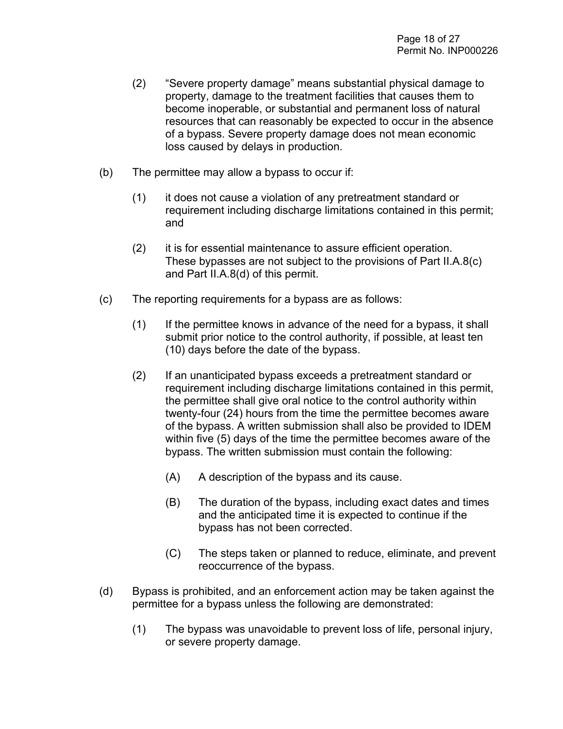(2) "Severe property damage" means substantial physical damage to property, damage to the treatment facilities that causes them to become inoperable, or substantial and permanent loss of natural resources that can reasonably be expected to occur in the absence of a bypass. Severe property damage does not mean economic loss caused by delays in production.

(b) The permittee may allow a bypass to occur if:

(1) it does not cause a violation of any pretreatment standard or requirement including discharge limitations contained in this permit; and

(2) it is for essential maintenance to assure efficient operation. These bypasses are not subject to the provisions of Part II.A.8(c) and Part II.A.8(d) of this permit.

(c) The reporting requirements for a bypass are as follows:

(1) If the permittee knows in advance of the need for a bypass, it shall submit prior notice to the control authority, if possible, at least ten (10) days before the date of the bypass.

(2) If an unanticipated bypass exceeds a pretreatment standard or requirement including discharge limitations contained in this permit, the permittee shall give oral notice to the control authority within twenty-four (24) hours from the time the permittee becomes aware of the bypass. A written submission shall also be provided to IDEM within five (5) days of the time the permittee becomes aware of the bypass. The written submission must contain the following:

(A) A description of the bypass and its cause.

(B) The duration of the bypass, including exact dates and times and the anticipated time it is expected to continue if the bypass has not been corrected.

(C) The steps taken or planned to reduce, eliminate, and prevent reoccurrence of the bypass.

(d) Bypass is prohibited, and an enforcement action may be taken against the permittee for a bypass unless the following are demonstrated:

(1) The bypass was unavoidable to prevent loss of life, personal injury, or severe property damage.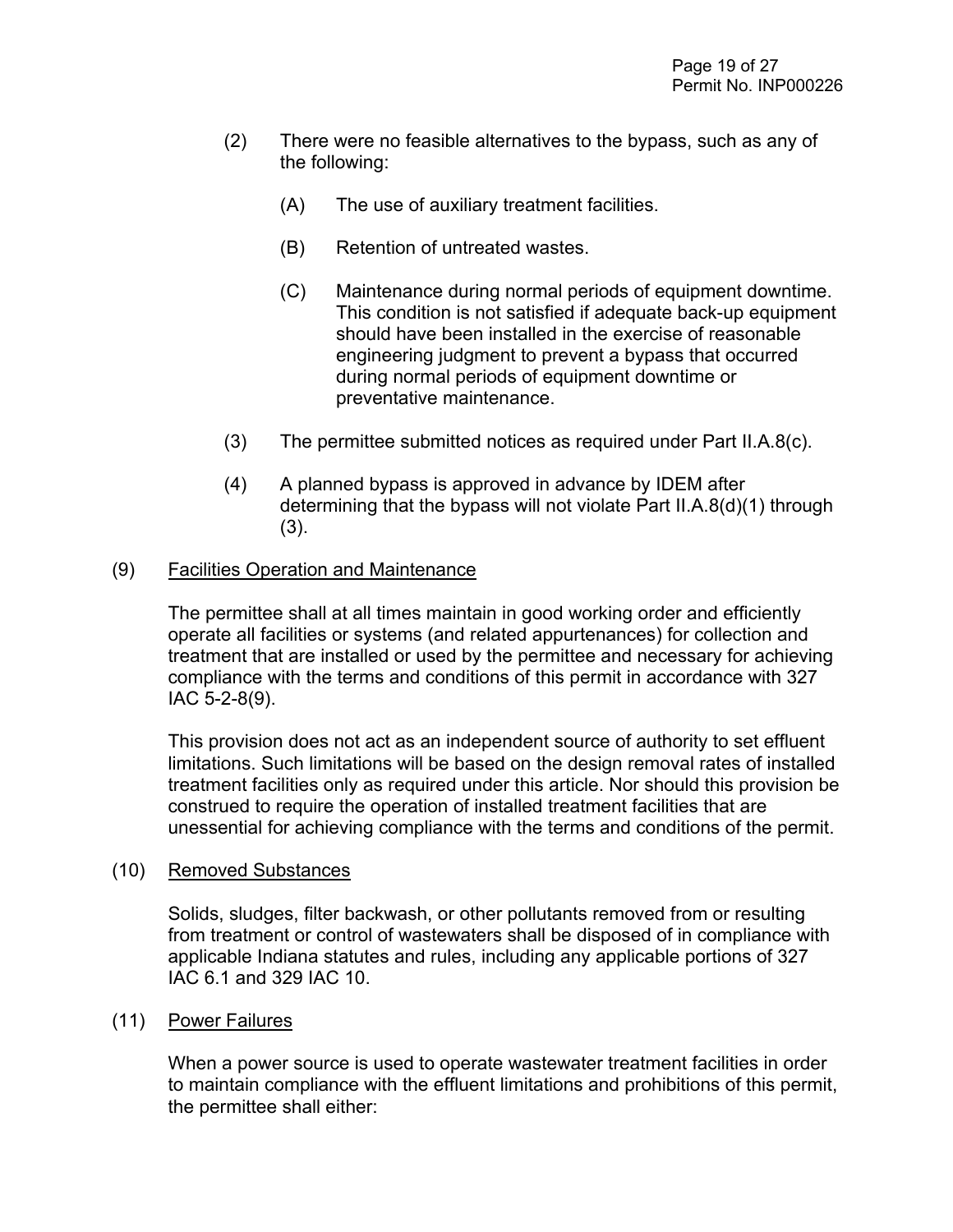(2) There were no feasible alternatives to the bypass, such as any of the following:

   (A) The use of auxiliary treatment facilities.

   (B) Retention of untreated wastes.

   (C) Maintenance during normal periods of equipment downtime. This condition is not satisfied if adequate back-up equipment should have been installed in the exercise of reasonable engineering judgment to prevent a bypass that occurred during normal periods of equipment downtime or preventative maintenance.

(3) The permittee submitted notices as required under Part II.A.8(c).

(4) A planned bypass is approved in advance by IDEM after determining that the bypass will not violate Part II.A.8(d)(1) through (3).

(9) <u>Facilities Operation and Maintenance</u>

The permittee shall at all times maintain in good working order and efficiently operate all facilities or systems (and related appurtenances) for collection and treatment that are installed or used by the permittee and necessary for achieving compliance with the terms and conditions of this permit in accordance with 327 IAC 5-2-8(9).

This provision does not act as an independent source of authority to set effluent limitations. Such limitations will be based on the design removal rates of installed treatment facilities only as required under this article. Nor should this provision be construed to require the operation of installed treatment facilities that are unessential for achieving compliance with the terms and conditions of the permit.

(10) <u>Removed Substances</u>

Solids, sludges, filter backwash, or other pollutants removed from or resulting from treatment or control of wastewaters shall be disposed of in compliance with applicable Indiana statutes and rules, including any applicable portions of 327 IAC 6.1 and 329 IAC 10.

(11) <u>Power Failures</u>

When a power source is used to operate wastewater treatment facilities in order to maintain compliance with the effluent limitations and prohibitions of this permit, the permittee shall either: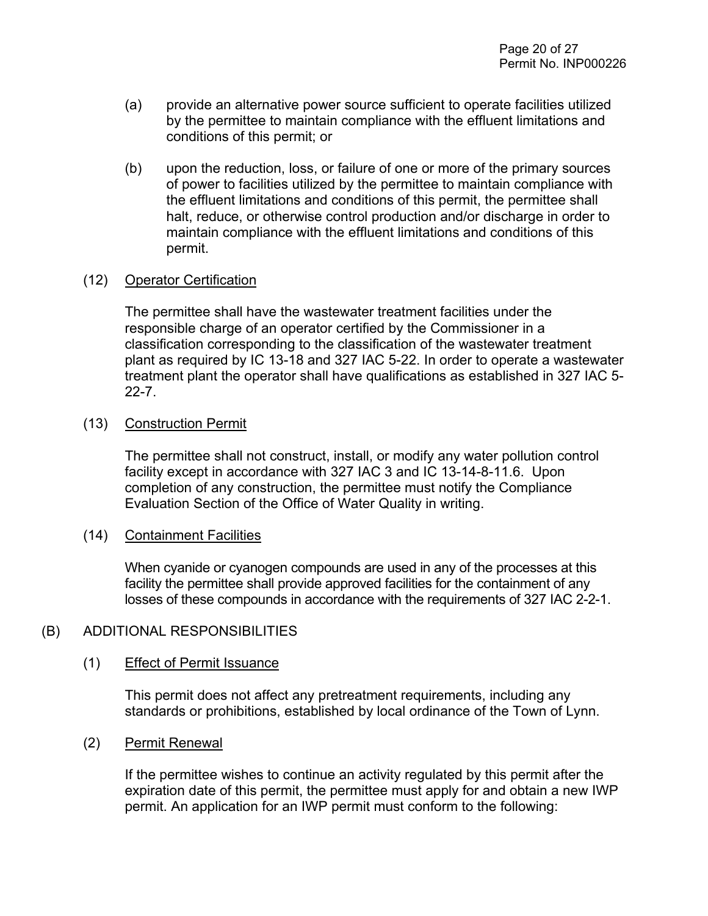(a) provide an alternative power source sufficient to operate facilities utilized by the permittee to maintain compliance with the effluent limitations and conditions of this permit; or

(b) upon the reduction, loss, or failure of one or more of the primary sources of power to facilities utilized by the permittee to maintain compliance with the effluent limitations and conditions of this permit, the permittee shall halt, reduce, or otherwise control production and/or discharge in order to maintain compliance with the effluent limitations and conditions of this permit.

(12) Operator Certification

The permittee shall have the wastewater treatment facilities under the responsible charge of an operator certified by the Commissioner in a classification corresponding to the classification of the wastewater treatment plant as required by IC 13-18 and 327 IAC 5-22. In order to operate a wastewater treatment plant the operator shall have qualifications as established in 327 IAC 5-22-7.

(13) Construction Permit

The permittee shall not construct, install, or modify any water pollution control facility except in accordance with 327 IAC 3 and IC 13-14-8-11.6. Upon completion of any construction, the permittee must notify the Compliance Evaluation Section of the Office of Water Quality in writing.

(14) Containment Facilities

When cyanide or cyanogen compounds are used in any of the processes at this facility the permittee shall provide approved facilities for the containment of any losses of these compounds in accordance with the requirements of 327 IAC 2-2-1.

(B) ADDITIONAL RESPONSIBILITIES

(1) Effect of Permit Issuance

This permit does not affect any pretreatment requirements, including any standards or prohibitions, established by local ordinance of the Town of Lynn.

(2) Permit Renewal

If the permittee wishes to continue an activity regulated by this permit after the expiration date of this permit, the permittee must apply for and obtain a new IWP permit. An application for an IWP permit must conform to the following: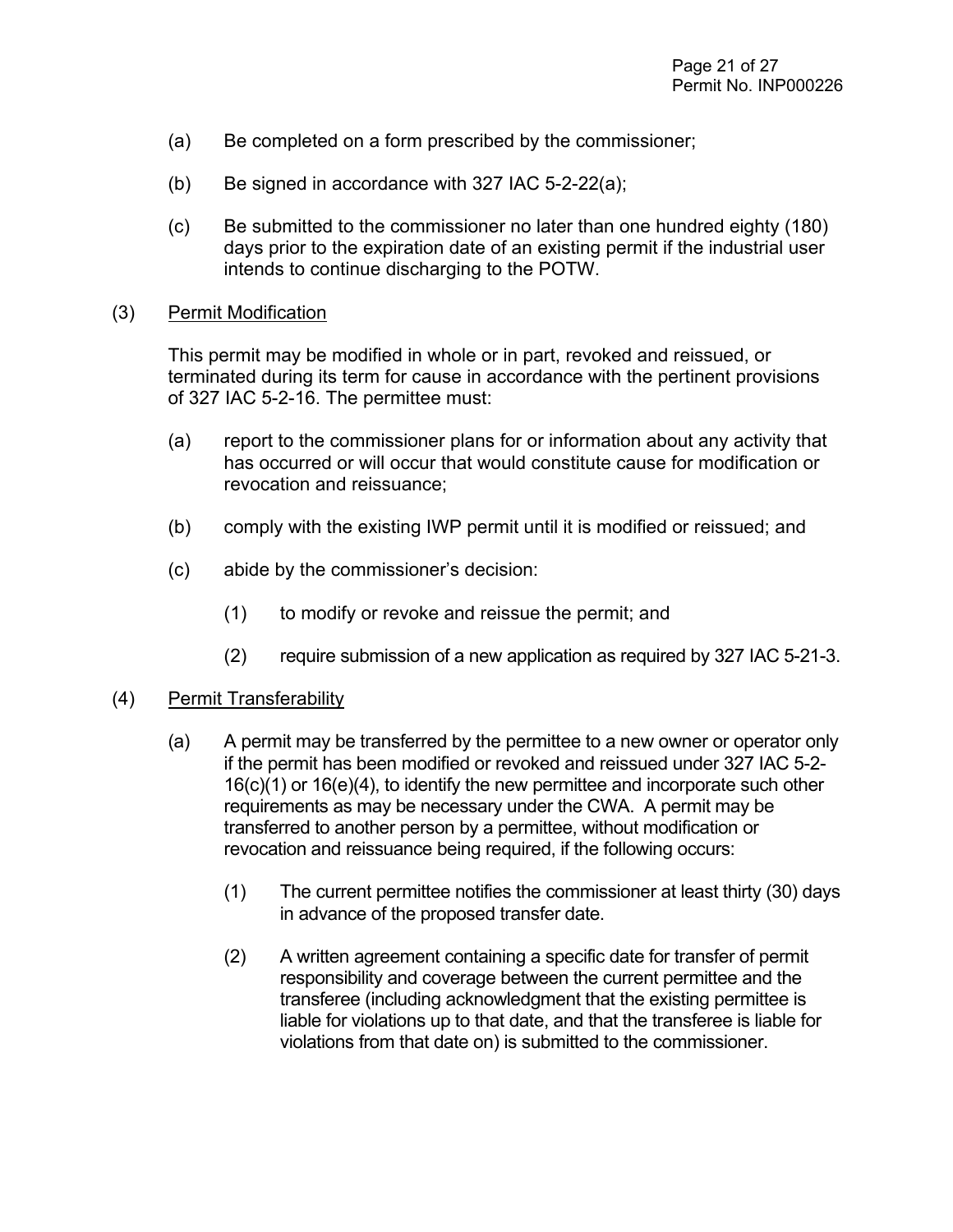(a) Be completed on a form prescribed by the commissioner;

(b) Be signed in accordance with 327 IAC 5-2-22(a);

(c) Be submitted to the commissioner no later than one hundred eighty (180) days prior to the expiration date of an existing permit if the industrial user intends to continue discharging to the POTW.

(3) Permit Modification

This permit may be modified in whole or in part, revoked and reissued, or terminated during its term for cause in accordance with the pertinent provisions of 327 IAC 5-2-16. The permittee must:

(a) report to the commissioner plans for or information about any activity that has occurred or will occur that would constitute cause for modification or revocation and reissuance;

(b) comply with the existing IWP permit until it is modified or reissued; and

(c) abide by the commissioner's decision:

(1) to modify or revoke and reissue the permit; and

(2) require submission of a new application as required by 327 IAC 5-21-3.

(4) Permit Transferability

(a) A permit may be transferred by the permittee to a new owner or operator only if the permit has been modified or revoked and reissued under 327 IAC 5-2-16(c)(1) or 16(e)(4), to identify the new permittee and incorporate such other requirements as may be necessary under the CWA. A permit may be transferred to another person by a permittee, without modification or revocation and reissuance being required, if the following occurs:

(1) The current permittee notifies the commissioner at least thirty (30) days in advance of the proposed transfer date.

(2) A written agreement containing a specific date for transfer of permit responsibility and coverage between the current permittee and the transferee (including acknowledgment that the existing permittee is liable for violations up to that date, and that the transferee is liable for violations from that date on) is submitted to the commissioner.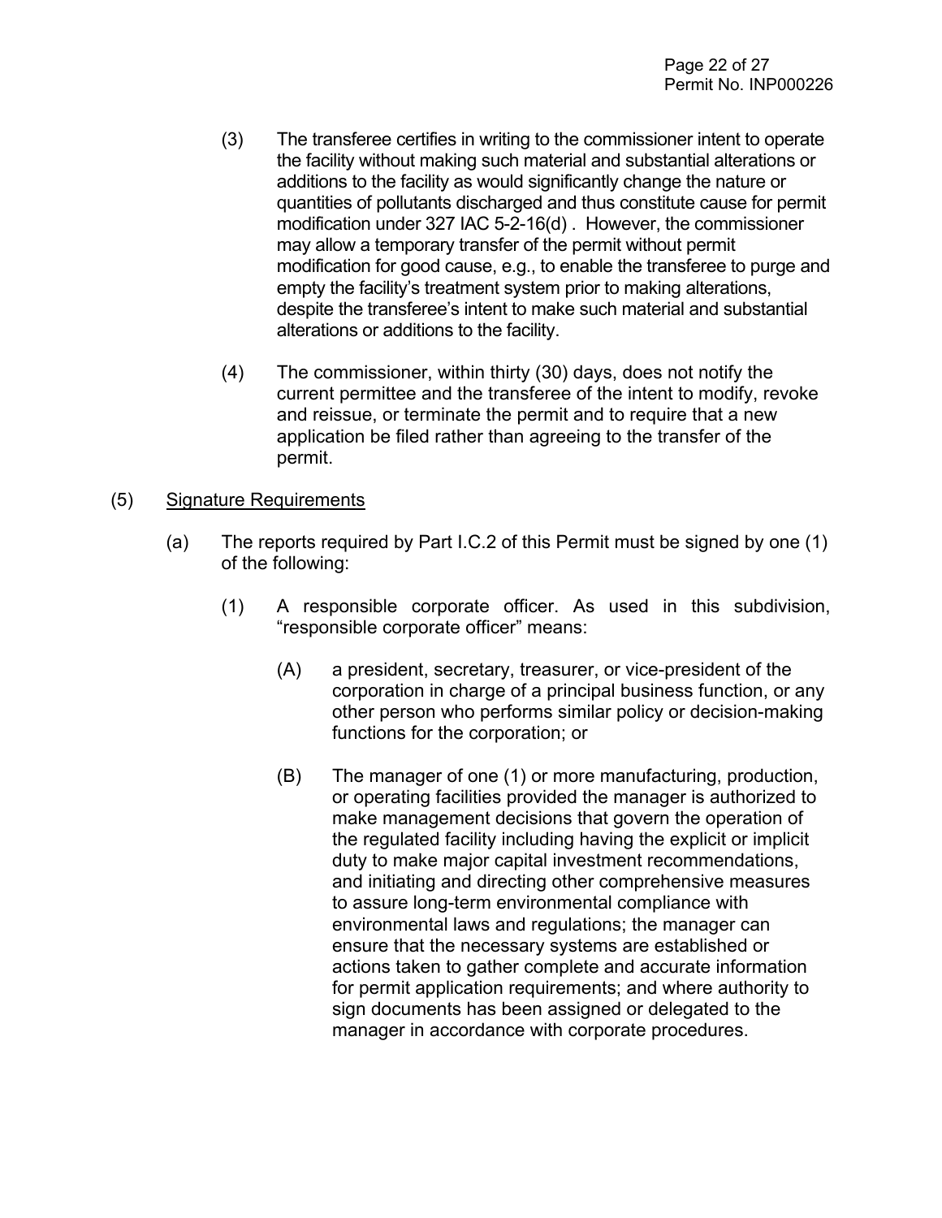(3) The transferee certifies in writing to the commissioner intent to operate the facility without making such material and substantial alterations or additions to the facility as would significantly change the nature or quantities of pollutants discharged and thus constitute cause for permit modification under 327 IAC 5-2-16(d) . However, the commissioner may allow a temporary transfer of the permit without permit modification for good cause, e.g., to enable the transferee to purge and empty the facility's treatment system prior to making alterations, despite the transferee's intent to make such material and substantial alterations or additions to the facility.

(4) The commissioner, within thirty (30) days, does not notify the current permittee and the transferee of the intent to modify, revoke and reissue, or terminate the permit and to require that a new application be filed rather than agreeing to the transfer of the permit.

(5) Signature Requirements

(a) The reports required by Part I.C.2 of this Permit must be signed by one (1) of the following:

(1) A responsible corporate officer. As used in this subdivision, "responsible corporate officer" means:

(A) a president, secretary, treasurer, or vice-president of the corporation in charge of a principal business function, or any other person who performs similar policy or decision-making functions for the corporation; or

(B) The manager of one (1) or more manufacturing, production, or operating facilities provided the manager is authorized to make management decisions that govern the operation of the regulated facility including having the explicit or implicit duty to make major capital investment recommendations, and initiating and directing other comprehensive measures to assure long-term environmental compliance with environmental laws and regulations; the manager can ensure that the necessary systems are established or actions taken to gather complete and accurate information for permit application requirements; and where authority to sign documents has been assigned or delegated to the manager in accordance with corporate procedures.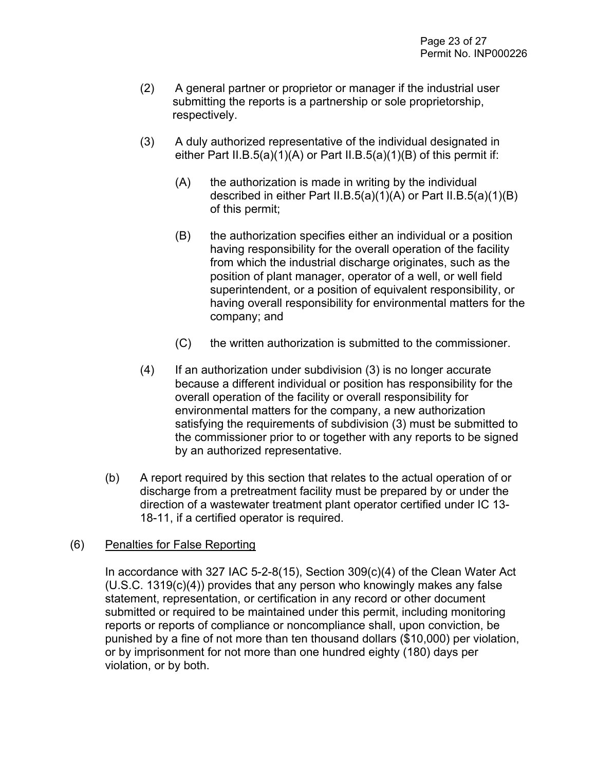(2) A general partner or proprietor or manager if the industrial user submitting the reports is a partnership or sole proprietorship, respectively.

(3) A duly authorized representative of the individual designated in either Part II.B.5(a)(1)(A) or Part II.B.5(a)(1)(B) of this permit if:

(A) the authorization is made in writing by the individual described in either Part II.B.5(a)(1)(A) or Part II.B.5(a)(1)(B) of this permit;

(B) the authorization specifies either an individual or a position having responsibility for the overall operation of the facility from which the industrial discharge originates, such as the position of plant manager, operator of a well, or well field superintendent, or a position of equivalent responsibility, or having overall responsibility for environmental matters for the company; and

(C) the written authorization is submitted to the commissioner.

(4) If an authorization under subdivision (3) is no longer accurate because a different individual or position has responsibility for the overall operation of the facility or overall responsibility for environmental matters for the company, a new authorization satisfying the requirements of subdivision (3) must be submitted to the commissioner prior to or together with any reports to be signed by an authorized representative.

(b) A report required by this section that relates to the actual operation of or discharge from a pretreatment facility must be prepared by or under the direction of a wastewater treatment plant operator certified under IC 13-18-11, if a certified operator is required.

(6) Penalties for False Reporting

In accordance with 327 IAC 5-2-8(15), Section 309(c)(4) of the Clean Water Act (U.S.C. 1319(c)(4)) provides that any person who knowingly makes any false statement, representation, or certification in any record or other document submitted or required to be maintained under this permit, including monitoring reports or reports of compliance or noncompliance shall, upon conviction, be punished by a fine of not more than ten thousand dollars ($10,000) per violation, or by imprisonment for not more than one hundred eighty (180) days per violation, or by both.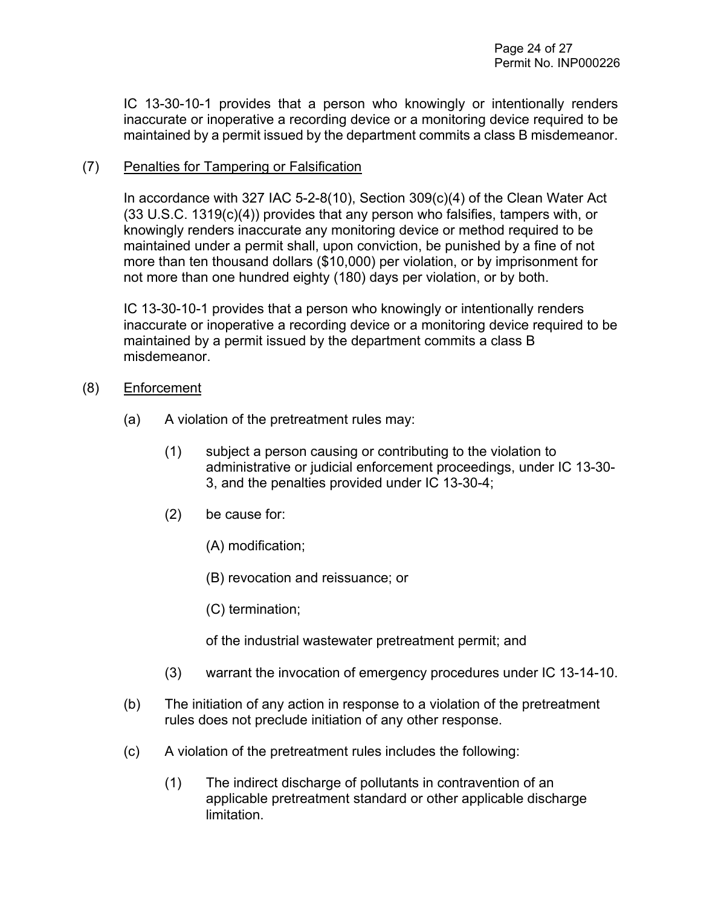IC 13-30-10-1 provides that a person who knowingly or intentionally renders inaccurate or inoperative a recording device or a monitoring device required to be maintained by a permit issued by the department commits a class B misdemeanor.

(7) Penalties for Tampering or Falsification

In accordance with 327 IAC 5-2-8(10), Section 309(c)(4) of the Clean Water Act (33 U.S.C. 1319(c)(4)) provides that any person who falsifies, tampers with, or knowingly renders inaccurate any monitoring device or method required to be maintained under a permit shall, upon conviction, be punished by a fine of not more than ten thousand dollars ($10,000) per violation, or by imprisonment for not more than one hundred eighty (180) days per violation, or by both.

IC 13-30-10-1 provides that a person who knowingly or intentionally renders inaccurate or inoperative a recording device or a monitoring device required to be maintained by a permit issued by the department commits a class B misdemeanor.

(8) Enforcement

(a) A violation of the pretreatment rules may:

(1) subject a person causing or contributing to the violation to administrative or judicial enforcement proceedings, under IC 13-30-3, and the penalties provided under IC 13-30-4;

(2) be cause for:

(A) modification;

(B) revocation and reissuance; or

(C) termination;

of the industrial wastewater pretreatment permit; and

(3) warrant the invocation of emergency procedures under IC 13-14-10.

(b) The initiation of any action in response to a violation of the pretreatment rules does not preclude initiation of any other response.

(c) A violation of the pretreatment rules includes the following:

(1) The indirect discharge of pollutants in contravention of an applicable pretreatment standard or other applicable discharge limitation.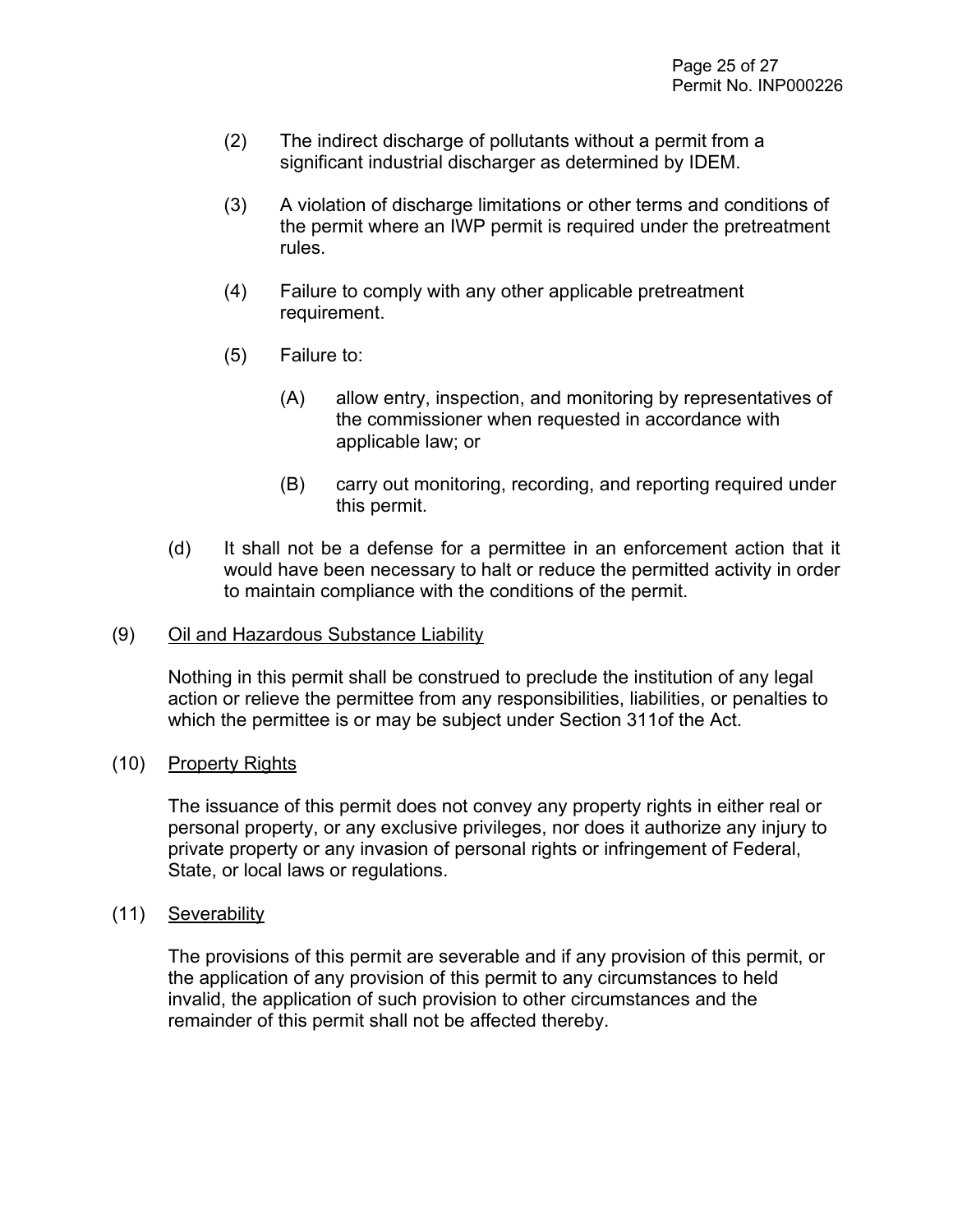(2) The indirect discharge of pollutants without a permit from a significant industrial discharger as determined by IDEM.

(3) A violation of discharge limitations or other terms and conditions of the permit where an IWP permit is required under the pretreatment rules.

(4) Failure to comply with any other applicable pretreatment requirement.

(5) Failure to:

(A) allow entry, inspection, and monitoring by representatives of the commissioner when requested in accordance with applicable law; or

(B) carry out monitoring, recording, and reporting required under this permit.

(d) It shall not be a defense for a permittee in an enforcement action that it would have been necessary to halt or reduce the permitted activity in order to maintain compliance with the conditions of the permit.

(9) <u>Oil and Hazardous Substance Liability</u>

Nothing in this permit shall be construed to preclude the institution of any legal action or relieve the permittee from any responsibilities, liabilities, or penalties to which the permittee is or may be subject under Section 311of the Act.

(10) <u>Property Rights</u>

The issuance of this permit does not convey any property rights in either real or personal property, or any exclusive privileges, nor does it authorize any injury to private property or any invasion of personal rights or infringement of Federal, State, or local laws or regulations.

(11) <u>Severability</u>

The provisions of this permit are severable and if any provision of this permit, or the application of any provision of this permit to any circumstances to held invalid, the application of such provision to other circumstances and the remainder of this permit shall not be affected thereby.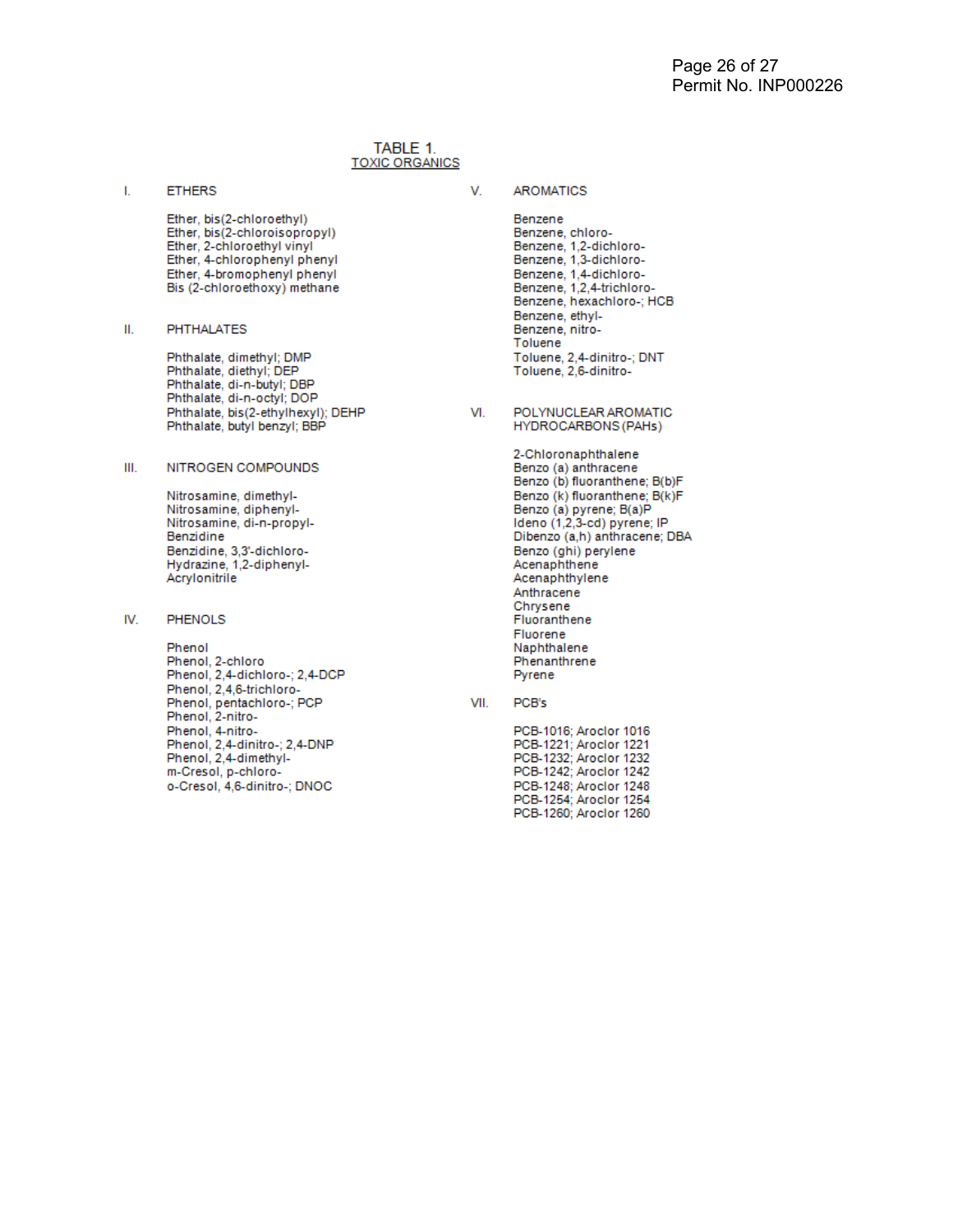# TABLE 1.
## TOXIC ORGANICS

### I. ETHERS

Ether, bis(2-chloroethyl)
Ether, bis(2-chloroisopropyl)
Ether, 2-chloroethyl vinyl
Ether, 4-chlorophenyl phenyl
Ether, 4-bromophenyl phenyl
Bis (2-chloroethoxy) methane

### II. PHTHALATES

Phthalate, dimethyl; DMP
Phthalate, diethyl; DEP
Phthalate, di-n-butyl; DBP
Phthalate, di-n-octyl; DOP
Phthalate, bis(2-ethylhexyl); DEHP
Phthalate, butyl benzyl; BBP

### III. NITROGEN COMPOUNDS

Nitrosamine, dimethyl-
Nitrosamine, diphenyl-
Nitrosamine, di-n-propyl-
Benzidine
Benzidine, 3,3'-dichloro-
Hydrazine, 1,2-diphenyl-
Acrylonitrile

### IV. PHENOLS

Phenol
Phenol, 2-chloro
Phenol, 2,4-dichloro-; 2,4-DCP
Phenol, 2,4,6-trichloro-
Phenol, pentachloro-; PCP
Phenol, 2-nitro-
Phenol, 4-nitro-
Phenol, 2,4-dinitro-; 2,4-DNP
Phenol, 2,4-dimethyl-
m-Cresol, p-chloro-
o-Cresol, 4,6-dinitro-; DNOC

### V. AROMATICS

Benzene
Benzene, chloro-
Benzene, 1,2-dichloro-
Benzene, 1,3-dichloro-
Benzene, 1,4-dichloro-
Benzene, 1,2,4-trichloro-
Benzene, hexachloro-; HCB
Benzene, ethyl-
Benzene, nitro-
Toluene
Toluene, 2,4-dinitro-; DNT
Toluene, 2,6-dinitro-

### VI. POLYNUCLEAR AROMATIC HYDROCARBONS (PAHs)

2-Chloronaphthalene
Benzo (a) anthracene
Benzo (b) fluoranthene; B(b)F
Benzo (k) fluoranthene; B(k)F
Benzo (a) pyrene; B(a)P
Ideno (1,2,3-cd) pyrene; IP
Dibenzo (a,h) anthracene; DBA
Benzo (ghi) perylene
Acenaphthene
Acenaphthylene
Anthracene
Chrysene
Fluoranthene
Fluorene
Naphthalene
Phenanthrene
Pyrene

### VII. PCB's

PCB-1016; Aroclor 1016
PCB-1221; Aroclor 1221
PCB-1232; Aroclor 1232
PCB-1242; Aroclor 1242
PCB-1248; Aroclor 1248
PCB-1254; Aroclor 1254
PCB-1260; Aroclor 1260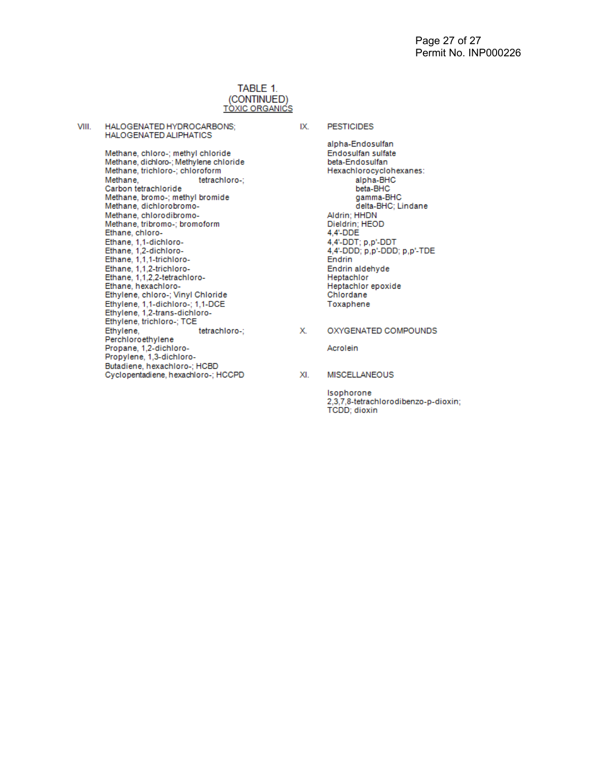## TABLE 1.
## (CONTINUED)
## TOXIC ORGANICS

### VIII. HALOGENATED HYDROCARBONS; HALOGENATED ALIPHATICS

Methane, chloro-; methyl chloride
Methane, dichloro-; Methylene chloride
Methane, trichloro-; chloroform
Methane, tetrachloro-; Carbon tetrachloride
Methane, bromo-; methyl bromide
Methane, dichlorobromo-
Methane, chlorodibromo-
Methane, tribromo-; bromoform
Ethane, chloro-
Ethane, 1,1-dichloro-
Ethane, 1,2-dichloro-
Ethane, 1,1,1-trichloro-
Ethane, 1,1,2-trichloro-
Ethane, 1,1,2,2-tetrachloro-
Ethane, hexachloro-
Ethylene, chloro-; Vinyl Chloride
Ethylene, 1,1-dichloro-; 1,1-DCE
Ethylene, 1,2-trans-dichloro-
Ethylene, trichloro-; TCE
Ethylene, tetrachloro-; Perchloroethylene
Propane, 1,2-dichloro-
Propylene, 1,3-dichloro-
Butadiene, hexachloro-; HCBD
Cyclopentadiene, hexachloro-; HCCPD

### IX. PESTICIDES

alpha-Endosulfan
Endosulfan sulfate
beta-Endosulfan
Hexachlorocyclohexanes:
- alpha-BHC
- beta-BHC
- gamma-BHC
- delta-BHC; Lindane

Aldrin; HHDN
Dieldrin; HEOD
4,4'-DDE
4,4'-DDT; p,p'-DDT
4,4'-DDD; p,p'-DDD; p,p'-TDE
Endrin
Endrin aldehyde
Heptachlor
Heptachlor epoxide
Chlordane
Toxaphene

### X. OXYGENATED COMPOUNDS

Acrolein

### XI. MISCELLANEOUS

Isophorone
2,3,7,8-tetrachlorodibenzo-p-dioxin; TCDD; dioxin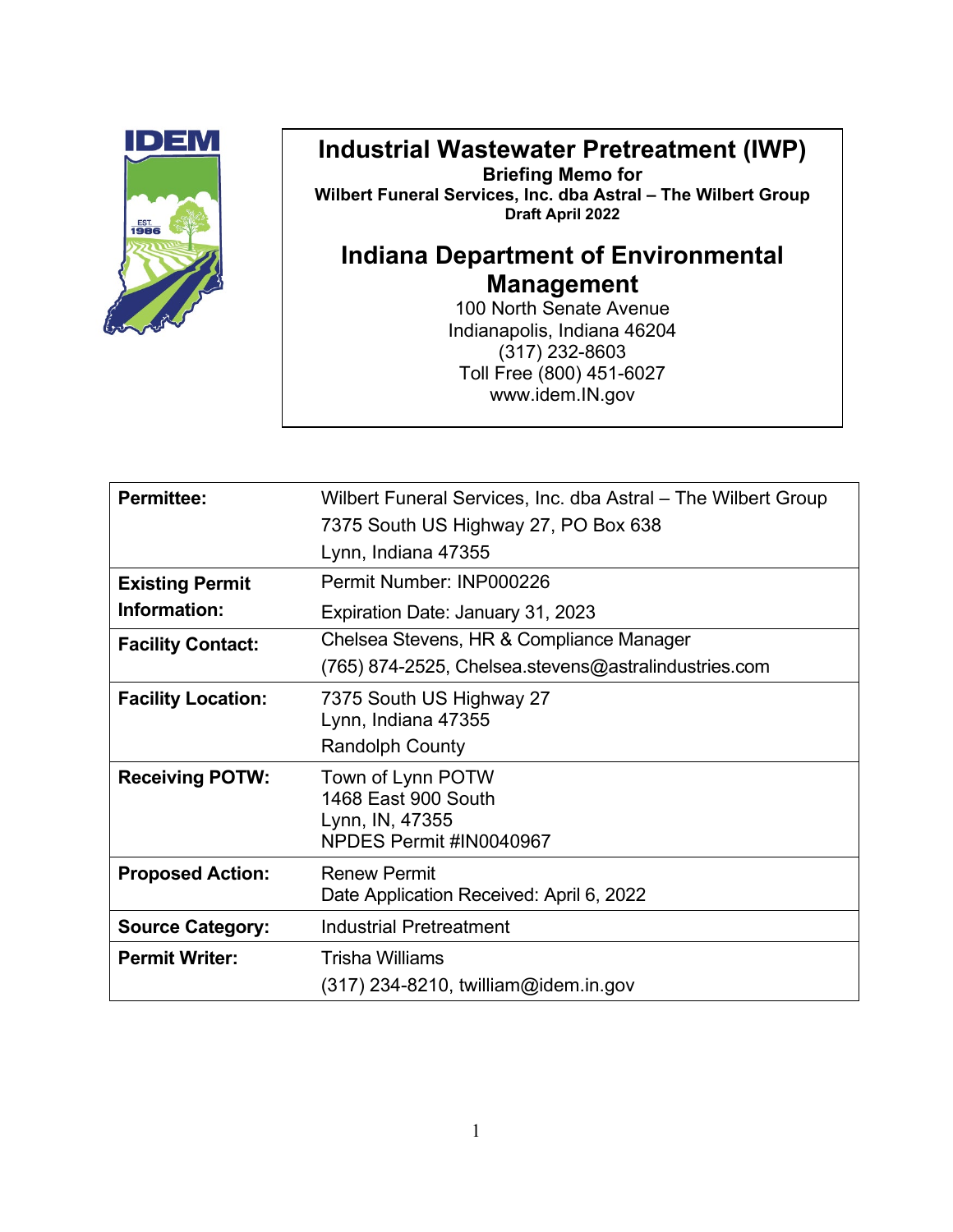# Industrial Wastewater Pretreatment (IWP)

**Briefing Memo for**
**Wilbert Funeral Services, Inc. dba Astral – The Wilbert Group**
**Draft April 2022**

## Indiana Department of Environmental Management

100 North Senate Avenue
Indianapolis, Indiana 46204
(317) 232-8603
Toll Free (800) 451-6027
www.idem.IN.gov

| | |
|---|---|
| **Permittee:** | Wilbert Funeral Services, Inc. dba Astral – The Wilbert Group<br>7375 South US Highway 27, PO Box 638<br>Lynn, Indiana 47355 |
| **Existing Permit Information:** | Permit Number: INP000226<br>Expiration Date: January 31, 2023 |
| **Facility Contact:** | Chelsea Stevens, HR & Compliance Manager<br>(765) 874-2525, Chelsea.stevens@astralindustries.com |
| **Facility Location:** | 7375 South US Highway 27<br>Lynn, Indiana 47355<br>Randolph County |
| **Receiving POTW:** | Town of Lynn POTW<br>1468 East 900 South<br>Lynn, IN, 47355<br>NPDES Permit #IN0040967 |
| **Proposed Action:** | Renew Permit<br>Date Application Received: April 6, 2022 |
| **Source Category:** | Industrial Pretreatment |
| **Permit Writer:** | Trisha Williams<br>(317) 234-8210, twilliam@idem.in.gov |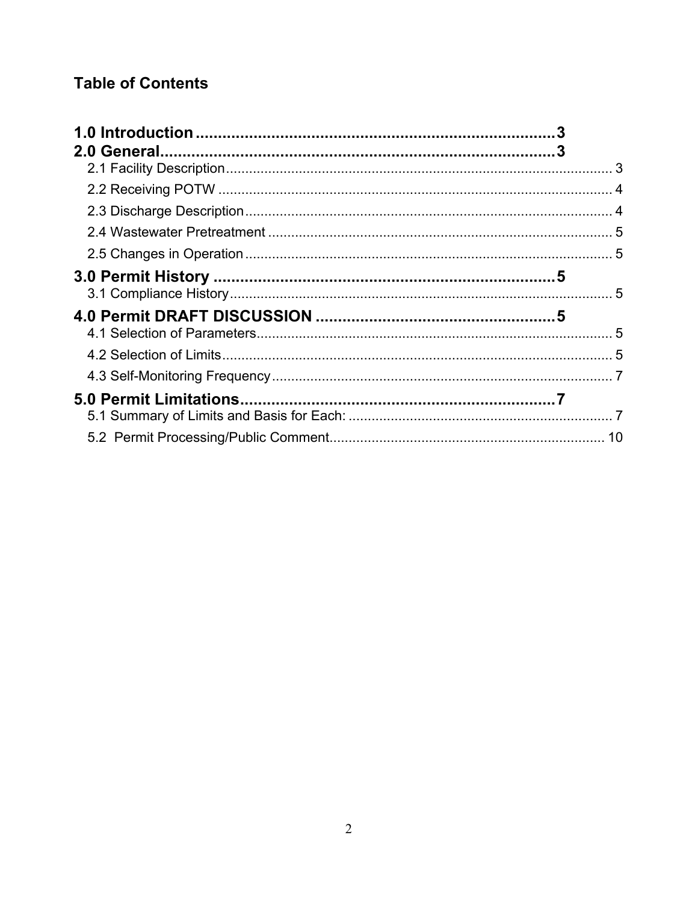## Table of Contents

**1.0 Introduction ....................................................................................3**

**2.0 General............................................................................................3**

2.1 Facility Description.......................................................................................................... 3

2.2 Receiving POTW ............................................................................................................ 4

2.3 Discharge Description..................................................................................................... 4

2.4 Wastewater Pretreatment ............................................................................................... 5

2.5 Changes in Operation ..................................................................................................... 5

**3.0 Permit History ................................................................................5**

3.1 Compliance History.......................................................................................................... 5

**4.0 Permit DRAFT DISCUSSION .........................................................5**

4.1 Selection of Parameters................................................................................................... 5

4.2 Selection of Limits............................................................................................................ 5

4.3 Self-Monitoring Frequency .............................................................................................. 7

**5.0 Permit Limitations.........................................................................7**

5.1 Summary of Limits and Basis for Each: .......................................................................... 7

5.2 Permit Processing/Public Comment............................................................................. 10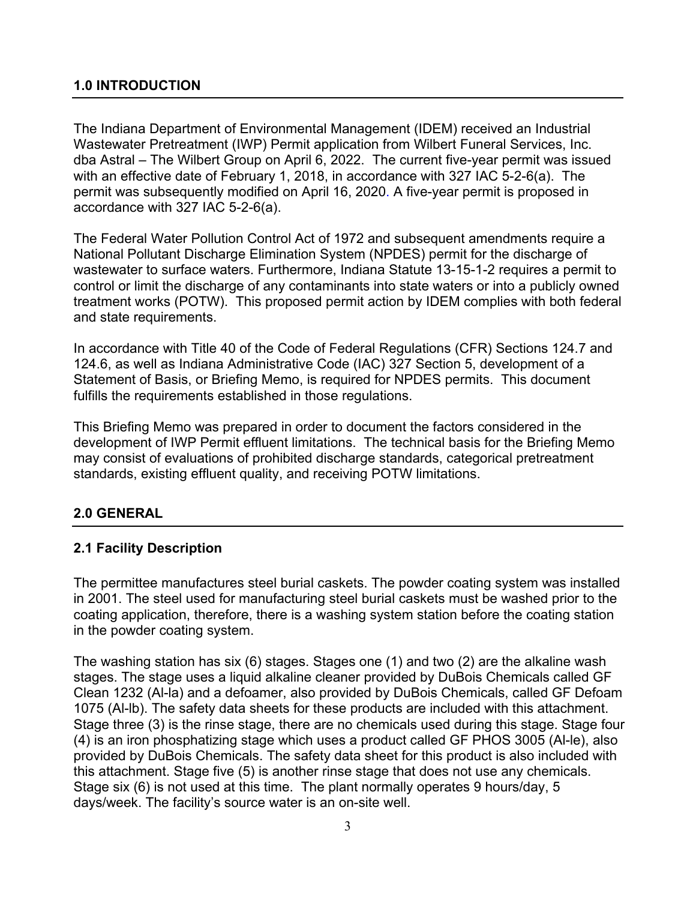## 1.0 INTRODUCTION

The Indiana Department of Environmental Management (IDEM) received an Industrial Wastewater Pretreatment (IWP) Permit application from Wilbert Funeral Services, Inc. dba Astral – The Wilbert Group on April 6, 2022. The current five-year permit was issued with an effective date of February 1, 2018, in accordance with 327 IAC 5-2-6(a). The permit was subsequently modified on April 16, 2020. A five-year permit is proposed in accordance with 327 IAC 5-2-6(a).

The Federal Water Pollution Control Act of 1972 and subsequent amendments require a National Pollutant Discharge Elimination System (NPDES) permit for the discharge of wastewater to surface waters. Furthermore, Indiana Statute 13-15-1-2 requires a permit to control or limit the discharge of any contaminants into state waters or into a publicly owned treatment works (POTW). This proposed permit action by IDEM complies with both federal and state requirements.

In accordance with Title 40 of the Code of Federal Regulations (CFR) Sections 124.7 and 124.6, as well as Indiana Administrative Code (IAC) 327 Section 5, development of a Statement of Basis, or Briefing Memo, is required for NPDES permits. This document fulfills the requirements established in those regulations.

This Briefing Memo was prepared in order to document the factors considered in the development of IWP Permit effluent limitations. The technical basis for the Briefing Memo may consist of evaluations of prohibited discharge standards, categorical pretreatment standards, existing effluent quality, and receiving POTW limitations.

## 2.0 GENERAL

### 2.1 Facility Description

The permittee manufactures steel burial caskets. The powder coating system was installed in 2001. The steel used for manufacturing steel burial caskets must be washed prior to the coating application, therefore, there is a washing system station before the coating station in the powder coating system.

The washing station has six (6) stages. Stages one (1) and two (2) are the alkaline wash stages. The stage uses a liquid alkaline cleaner provided by DuBois Chemicals called GF Clean 1232 (Al-la) and a defoamer, also provided by DuBois Chemicals, called GF Defoam 1075 (Al-lb). The safety data sheets for these products are included with this attachment. Stage three (3) is the rinse stage, there are no chemicals used during this stage. Stage four (4) is an iron phosphatizing stage which uses a product called GF PHOS 3005 (Al-le), also provided by DuBois Chemicals. The safety data sheet for this product is also included with this attachment. Stage five (5) is another rinse stage that does not use any chemicals. Stage six (6) is not used at this time. The plant normally operates 9 hours/day, 5 days/week. The facility's source water is an on-site well.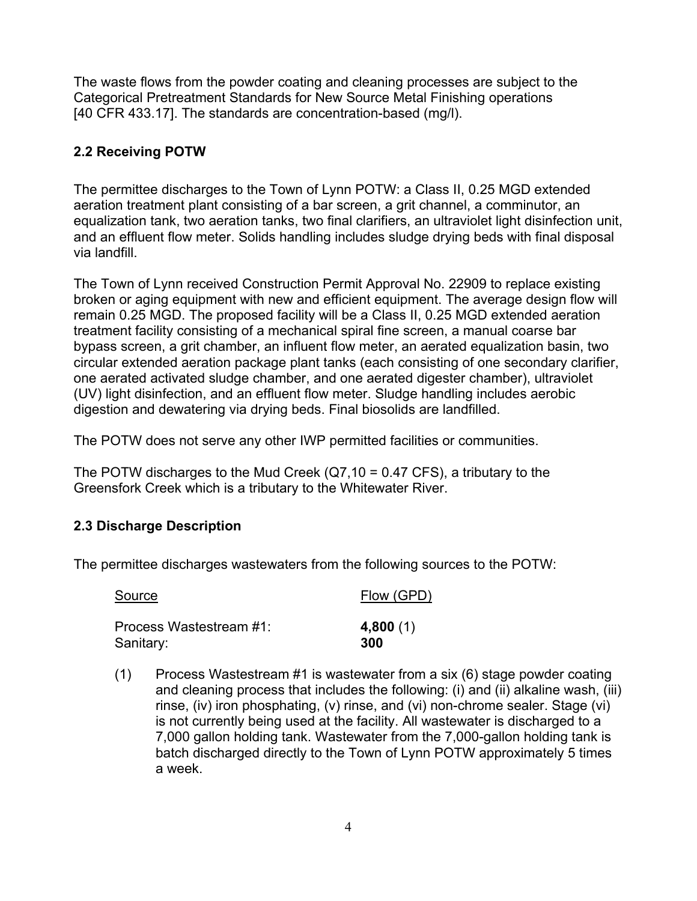The waste flows from the powder coating and cleaning processes are subject to the Categorical Pretreatment Standards for New Source Metal Finishing operations [40 CFR 433.17]. The standards are concentration-based (mg/l).

## 2.2 Receiving POTW

The permittee discharges to the Town of Lynn POTW: a Class II, 0.25 MGD extended aeration treatment plant consisting of a bar screen, a grit channel, a comminutor, an equalization tank, two aeration tanks, two final clarifiers, an ultraviolet light disinfection unit, and an effluent flow meter. Solids handling includes sludge drying beds with final disposal via landfill.

The Town of Lynn received Construction Permit Approval No. 22909 to replace existing broken or aging equipment with new and efficient equipment. The average design flow will remain 0.25 MGD. The proposed facility will be a Class II, 0.25 MGD extended aeration treatment facility consisting of a mechanical spiral fine screen, a manual coarse bar bypass screen, a grit chamber, an influent flow meter, an aerated equalization basin, two circular extended aeration package plant tanks (each consisting of one secondary clarifier, one aerated activated sludge chamber, and one aerated digester chamber), ultraviolet (UV) light disinfection, and an effluent flow meter. Sludge handling includes aerobic digestion and dewatering via drying beds. Final biosolids are landfilled.

The POTW does not serve any other IWP permitted facilities or communities.

The POTW discharges to the Mud Creek (Q7,10 = 0.47 CFS), a tributary to the Greensfork Creek which is a tributary to the Whitewater River.

## 2.3 Discharge Description

The permittee discharges wastewaters from the following sources to the POTW:

| Source | Flow (GPD) |
|---|---|
| Process Wastestream #1: | **4,800** (1) |
| Sanitary: | **300** |

(1) Process Wastestream #1 is wastewater from a six (6) stage powder coating and cleaning process that includes the following: (i) and (ii) alkaline wash, (iii) rinse, (iv) iron phosphating, (v) rinse, and (vi) non-chrome sealer. Stage (vi) is not currently being used at the facility. All wastewater is discharged to a 7,000 gallon holding tank. Wastewater from the 7,000-gallon holding tank is batch discharged directly to the Town of Lynn POTW approximately 5 times a week.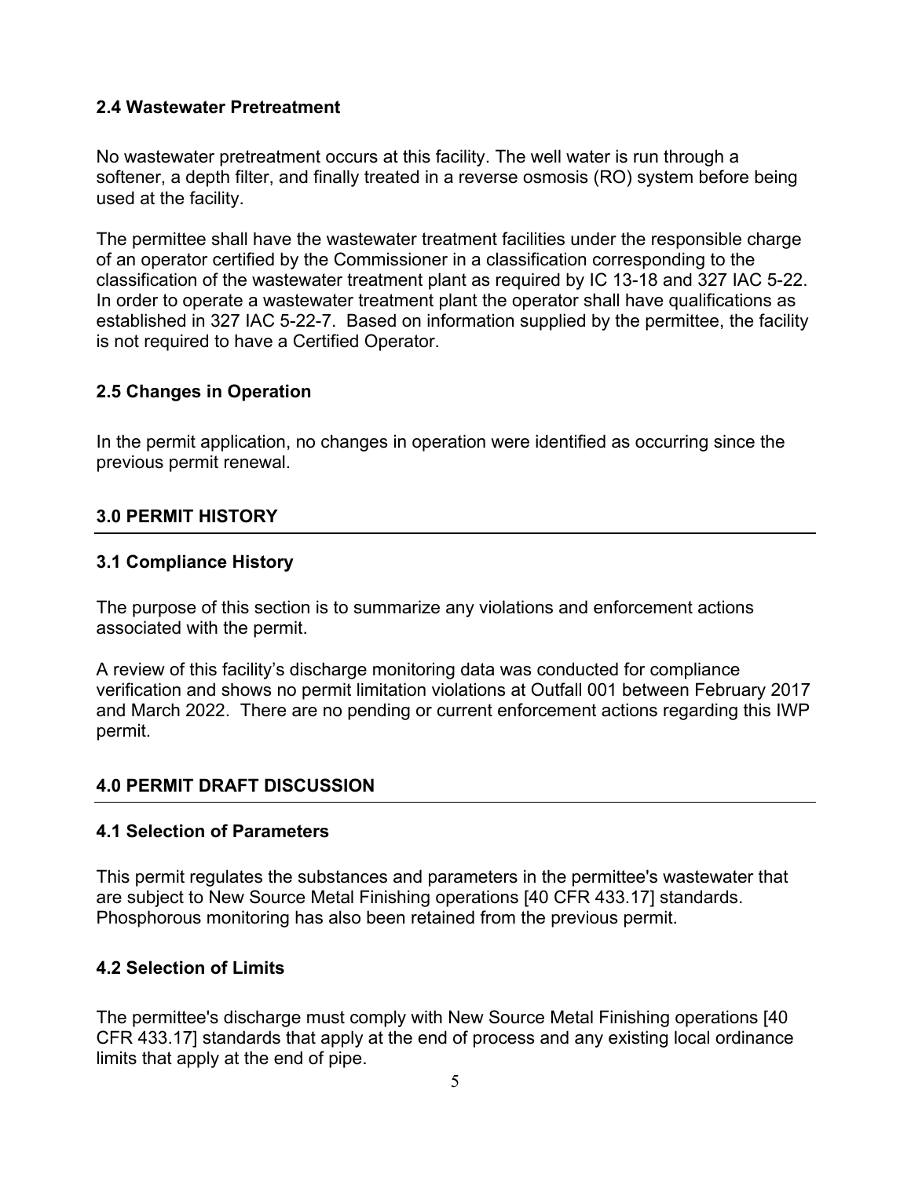### 2.4 Wastewater Pretreatment

No wastewater pretreatment occurs at this facility. The well water is run through a softener, a depth filter, and finally treated in a reverse osmosis (RO) system before being used at the facility.

The permittee shall have the wastewater treatment facilities under the responsible charge of an operator certified by the Commissioner in a classification corresponding to the classification of the wastewater treatment plant as required by IC 13-18 and 327 IAC 5-22. In order to operate a wastewater treatment plant the operator shall have qualifications as established in 327 IAC 5-22-7. Based on information supplied by the permittee, the facility is not required to have a Certified Operator.

### 2.5 Changes in Operation

In the permit application, no changes in operation were identified as occurring since the previous permit renewal.

## 3.0 PERMIT HISTORY

### 3.1 Compliance History

The purpose of this section is to summarize any violations and enforcement actions associated with the permit.

A review of this facility's discharge monitoring data was conducted for compliance verification and shows no permit limitation violations at Outfall 001 between February 2017 and March 2022. There are no pending or current enforcement actions regarding this IWP permit.

## 4.0 PERMIT DRAFT DISCUSSION

### 4.1 Selection of Parameters

This permit regulates the substances and parameters in the permittee's wastewater that are subject to New Source Metal Finishing operations [40 CFR 433.17] standards. Phosphorous monitoring has also been retained from the previous permit.

### 4.2 Selection of Limits

The permittee's discharge must comply with New Source Metal Finishing operations [40 CFR 433.17] standards that apply at the end of process and any existing local ordinance limits that apply at the end of pipe.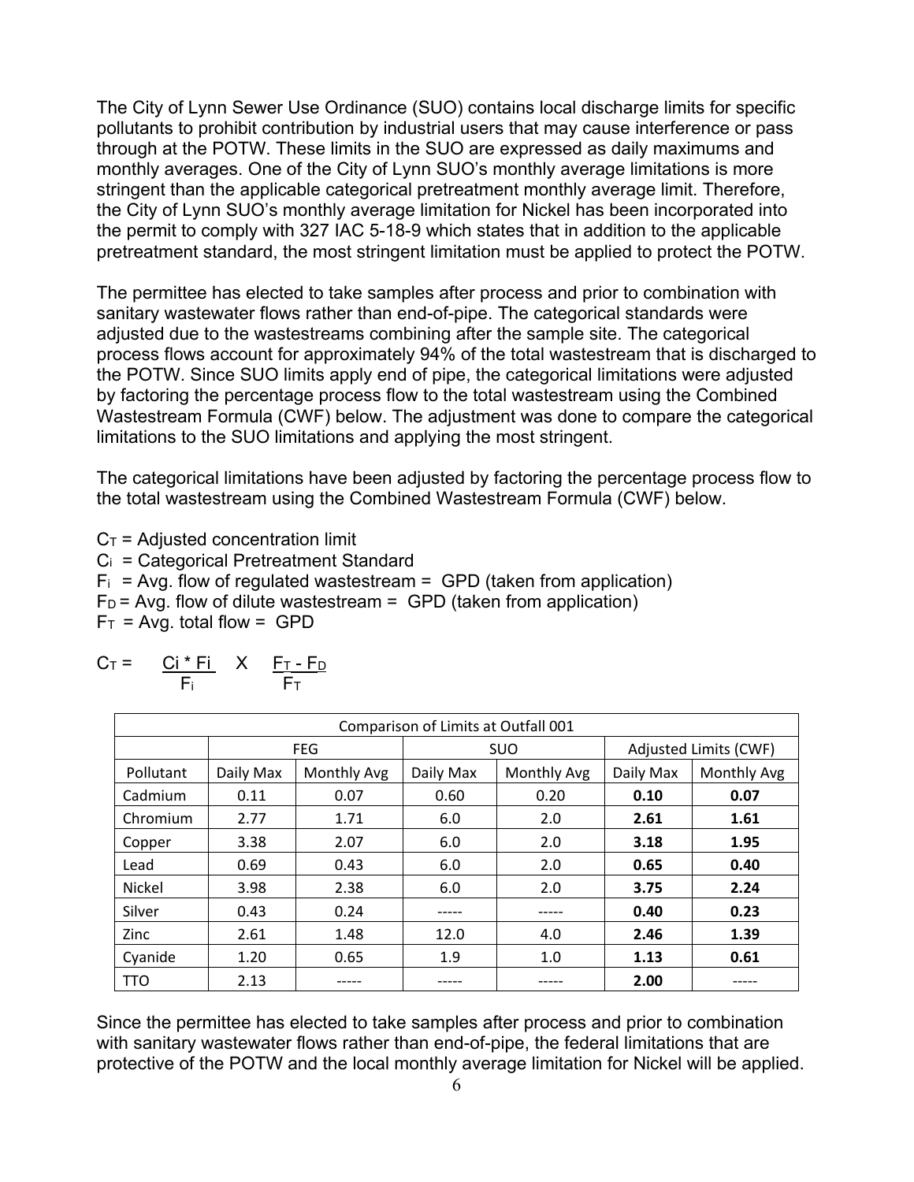The City of Lynn Sewer Use Ordinance (SUO) contains local discharge limits for specific pollutants to prohibit contribution by industrial users that may cause interference or pass through at the POTW. These limits in the SUO are expressed as daily maximums and monthly averages. One of the City of Lynn SUO's monthly average limitations is more stringent than the applicable categorical pretreatment monthly average limit. Therefore, the City of Lynn SUO's monthly average limitation for Nickel has been incorporated into the permit to comply with 327 IAC 5-18-9 which states that in addition to the applicable pretreatment standard, the most stringent limitation must be applied to protect the POTW.

The permittee has elected to take samples after process and prior to combination with sanitary wastewater flows rather than end-of-pipe. The categorical standards were adjusted due to the wastestreams combining after the sample site. The categorical process flows account for approximately 94% of the total wastestream that is discharged to the POTW. Since SUO limits apply end of pipe, the categorical limitations were adjusted by factoring the percentage process flow to the total wastestream using the Combined Wastestream Formula (CWF) below. The adjustment was done to compare the categorical limitations to the SUO limitations and applying the most stringent.

The categorical limitations have been adjusted by factoring the percentage process flow to the total wastestream using the Combined Wastestream Formula (CWF) below.

$C_T$ = Adjusted concentration limit
$C_i$ = Categorical Pretreatment Standard
$F_i$ = Avg. flow of regulated wastestream = GPD (taken from application)
$F_D$ = Avg. flow of dilute wastestream = GPD (taken from application)
$F_T$ = Avg. total flow = GPD

$$C_T = \frac{C_i * F_i}{F_i} \times \frac{F_T - F_D}{F_T}$$

| Comparison of Limits at Outfall 001 | | | | | | |
|---|---|---|---|---|---|---|
| | FEG | | SUO | | Adjusted Limits (CWF) | |
| Pollutant | Daily Max | Monthly Avg | Daily Max | Monthly Avg | Daily Max | Monthly Avg |
| Cadmium | 0.11 | 0.07 | 0.60 | 0.20 | **0.10** | **0.07** |
| Chromium | 2.77 | 1.71 | 6.0 | 2.0 | **2.61** | **1.61** |
| Copper | 3.38 | 2.07 | 6.0 | 2.0 | **3.18** | **1.95** |
| Lead | 0.69 | 0.43 | 6.0 | 2.0 | **0.65** | **0.40** |
| Nickel | 3.98 | 2.38 | 6.0 | 2.0 | **3.75** | **2.24** |
| Silver | 0.43 | 0.24 | ----- | ----- | **0.40** | **0.23** |
| Zinc | 2.61 | 1.48 | 12.0 | 4.0 | **2.46** | **1.39** |
| Cyanide | 1.20 | 0.65 | 1.9 | 1.0 | **1.13** | **0.61** |
| TTO | 2.13 | ----- | ----- | ----- | **2.00** | ----- |

Since the permittee has elected to take samples after process and prior to combination with sanitary wastewater flows rather than end-of-pipe, the federal limitations that are protective of the POTW and the local monthly average limitation for Nickel will be applied.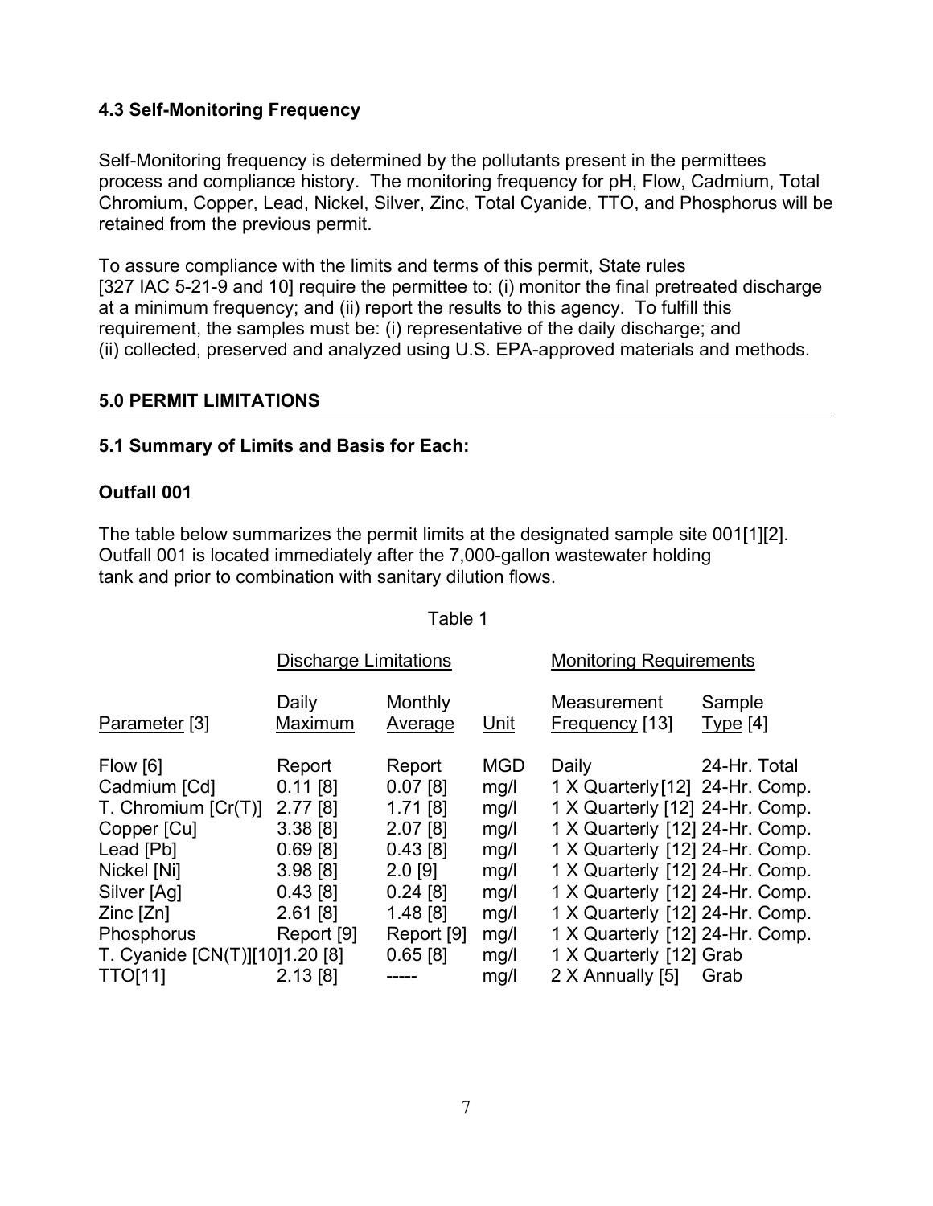### 4.3 Self-Monitoring Frequency

Self-Monitoring frequency is determined by the pollutants present in the permittees process and compliance history. The monitoring frequency for pH, Flow, Cadmium, Total Chromium, Copper, Lead, Nickel, Silver, Zinc, Total Cyanide, TTO, and Phosphorus will be retained from the previous permit.

To assure compliance with the limits and terms of this permit, State rules [327 IAC 5-21-9 and 10] require the permittee to: (i) monitor the final pretreated discharge at a minimum frequency; and (ii) report the results to this agency. To fulfill this requirement, the samples must be: (i) representative of the daily discharge; and (ii) collected, preserved and analyzed using U.S. EPA-approved materials and methods.

## 5.0 PERMIT LIMITATIONS

### 5.1 Summary of Limits and Basis for Each:

**Outfall 001**

The table below summarizes the permit limits at the designated sample site 001[1][2]. Outfall 001 is located immediately after the 7,000-gallon wastewater holding tank and prior to combination with sanitary dilution flows.

Table 1

| | Discharge Limitations | | | Monitoring Requirements | |
|---|---|---|---|---|---|
| Parameter [3] | Daily Maximum | Monthly Average | Unit | Measurement Frequency [13] | Sample Type [4] |
| Flow [6] | Report | Report | MGD | Daily | 24-Hr. Total |
| Cadmium [Cd] | 0.11 [8] | 0.07 [8] | mg/l | 1 X Quarterly [12] | 24-Hr. Comp. |
| T. Chromium [Cr(T)] | 2.77 [8] | 1.71 [8] | mg/l | 1 X Quarterly [12] | 24-Hr. Comp. |
| Copper [Cu] | 3.38 [8] | 2.07 [8] | mg/l | 1 X Quarterly [12] | 24-Hr. Comp. |
| Lead [Pb] | 0.69 [8] | 0.43 [8] | mg/l | 1 X Quarterly [12] | 24-Hr. Comp. |
| Nickel [Ni] | 3.98 [8] | 2.0 [9] | mg/l | 1 X Quarterly [12] | 24-Hr. Comp. |
| Silver [Ag] | 0.43 [8] | 0.24 [8] | mg/l | 1 X Quarterly [12] | 24-Hr. Comp. |
| Zinc [Zn] | 2.61 [8] | 1.48 [8] | mg/l | 1 X Quarterly [12] | 24-Hr. Comp. |
| Phosphorus | Report [9] | Report [9] | mg/l | 1 X Quarterly [12] | 24-Hr. Comp. |
| T. Cyanide [CN(T)][10] | 1.20 [8] | 0.65 [8] | mg/l | 1 X Quarterly [12] | Grab |
| TTO[11] | 2.13 [8] | ----- | mg/l | 2 X Annually [5] | Grab |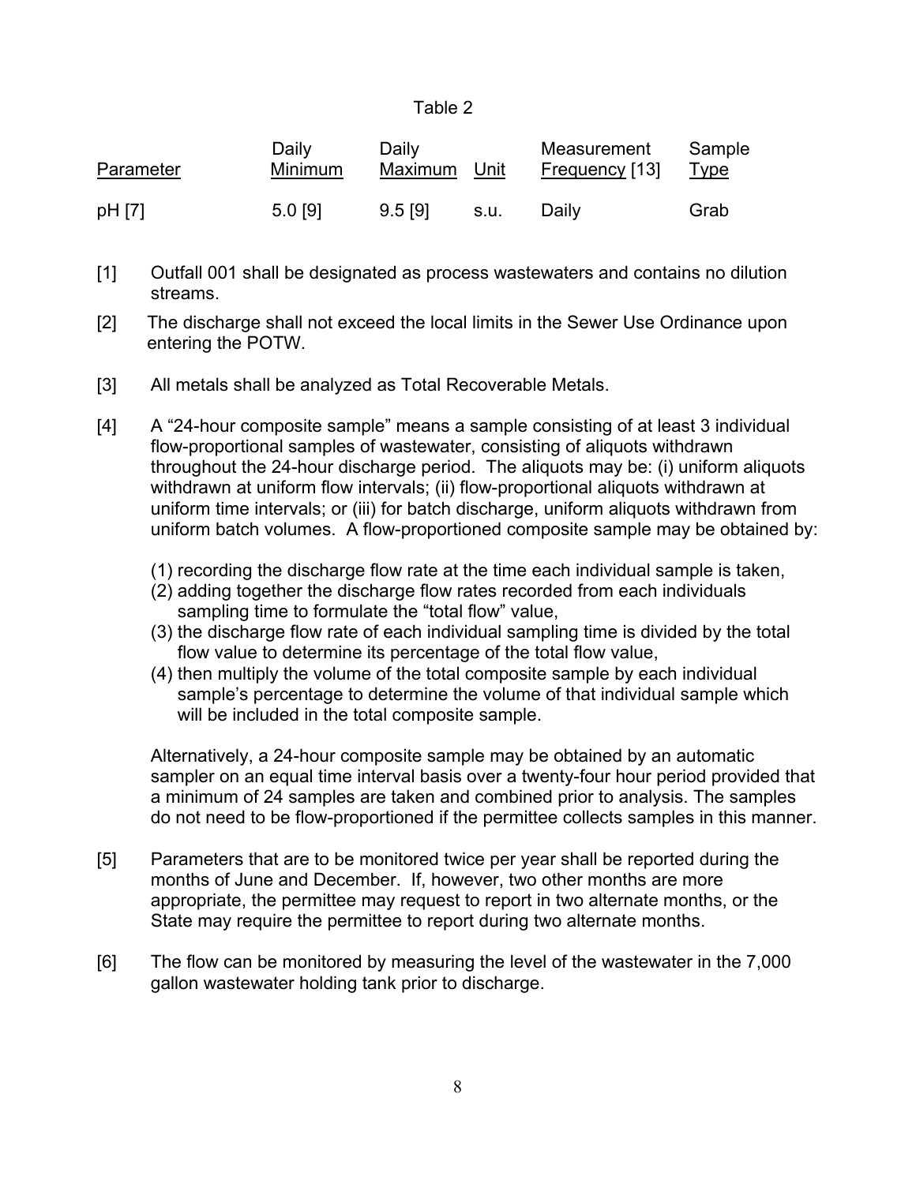Table 2

| Parameter | Daily Minimum | Daily Maximum | Unit | Measurement Frequency [13] | Sample Type |
|---|---|---|---|---|---|
| pH [7] | 5.0 [9] | 9.5 [9] | s.u. | Daily | Grab |

[1] Outfall 001 shall be designated as process wastewaters and contains no dilution streams.

[2] The discharge shall not exceed the local limits in the Sewer Use Ordinance upon entering the POTW.

[3] All metals shall be analyzed as Total Recoverable Metals.

[4] A "24-hour composite sample" means a sample consisting of at least 3 individual flow-proportional samples of wastewater, consisting of aliquots withdrawn throughout the 24-hour discharge period. The aliquots may be: (i) uniform aliquots withdrawn at uniform flow intervals; (ii) flow-proportional aliquots withdrawn at uniform time intervals; or (iii) for batch discharge, uniform aliquots withdrawn from uniform batch volumes. A flow-proportioned composite sample may be obtained by:

(1) recording the discharge flow rate at the time each individual sample is taken,
(2) adding together the discharge flow rates recorded from each individuals sampling time to formulate the "total flow" value,
(3) the discharge flow rate of each individual sampling time is divided by the total flow value to determine its percentage of the total flow value,
(4) then multiply the volume of the total composite sample by each individual sample's percentage to determine the volume of that individual sample which will be included in the total composite sample.

Alternatively, a 24-hour composite sample may be obtained by an automatic sampler on an equal time interval basis over a twenty-four hour period provided that a minimum of 24 samples are taken and combined prior to analysis. The samples do not need to be flow-proportioned if the permittee collects samples in this manner.

[5] Parameters that are to be monitored twice per year shall be reported during the months of June and December. If, however, two other months are more appropriate, the permittee may request to report in two alternate months, or the State may require the permittee to report during two alternate months.

[6] The flow can be monitored by measuring the level of the wastewater in the 7,000 gallon wastewater holding tank prior to discharge.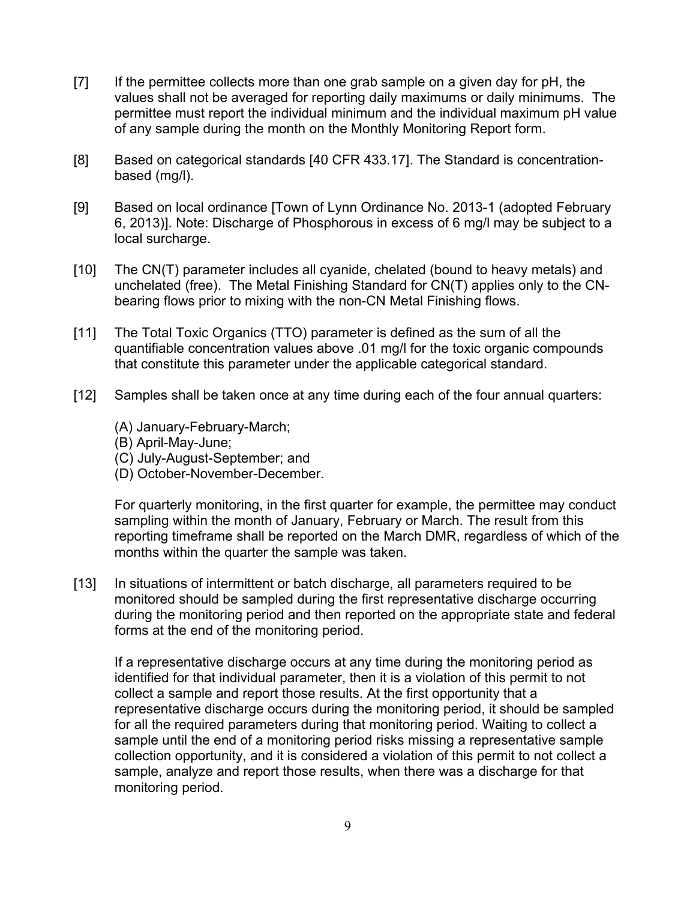[7] If the permittee collects more than one grab sample on a given day for pH, the values shall not be averaged for reporting daily maximums or daily minimums. The permittee must report the individual minimum and the individual maximum pH value of any sample during the month on the Monthly Monitoring Report form.

[8] Based on categorical standards [40 CFR 433.17]. The Standard is concentration-based (mg/l).

[9] Based on local ordinance [Town of Lynn Ordinance No. 2013-1 (adopted February 6, 2013)]. Note: Discharge of Phosphorous in excess of 6 mg/l may be subject to a local surcharge.

[10] The CN(T) parameter includes all cyanide, chelated (bound to heavy metals) and unchelated (free). The Metal Finishing Standard for CN(T) applies only to the CN-bearing flows prior to mixing with the non-CN Metal Finishing flows.

[11] The Total Toxic Organics (TTO) parameter is defined as the sum of all the quantifiable concentration values above .01 mg/l for the toxic organic compounds that constitute this parameter under the applicable categorical standard.

[12] Samples shall be taken once at any time during each of the four annual quarters:

(A) January-February-March;
(B) April-May-June;
(C) July-August-September; and
(D) October-November-December.

For quarterly monitoring, in the first quarter for example, the permittee may conduct sampling within the month of January, February or March. The result from this reporting timeframe shall be reported on the March DMR, regardless of which of the months within the quarter the sample was taken.

[13] In situations of intermittent or batch discharge, all parameters required to be monitored should be sampled during the first representative discharge occurring during the monitoring period and then reported on the appropriate state and federal forms at the end of the monitoring period.

If a representative discharge occurs at any time during the monitoring period as identified for that individual parameter, then it is a violation of this permit to not collect a sample and report those results. At the first opportunity that a representative discharge occurs during the monitoring period, it should be sampled for all the required parameters during that monitoring period. Waiting to collect a sample until the end of a monitoring period risks missing a representative sample collection opportunity, and it is considered a violation of this permit to not collect a sample, analyze and report those results, when there was a discharge for that monitoring period.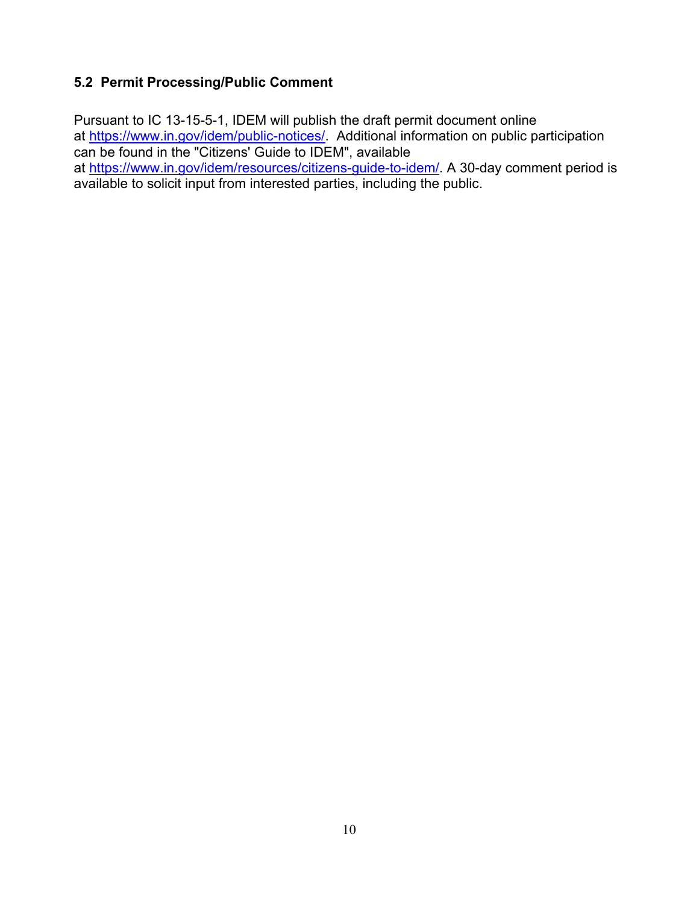### 5.2 Permit Processing/Public Comment

Pursuant to IC 13-15-5-1, IDEM will publish the draft permit document online at https://www.in.gov/idem/public-notices/. Additional information on public participation can be found in the "Citizens' Guide to IDEM", available at https://www.in.gov/idem/resources/citizens-guide-to-idem/. A 30-day comment period is available to solicit input from interested parties, including the public.